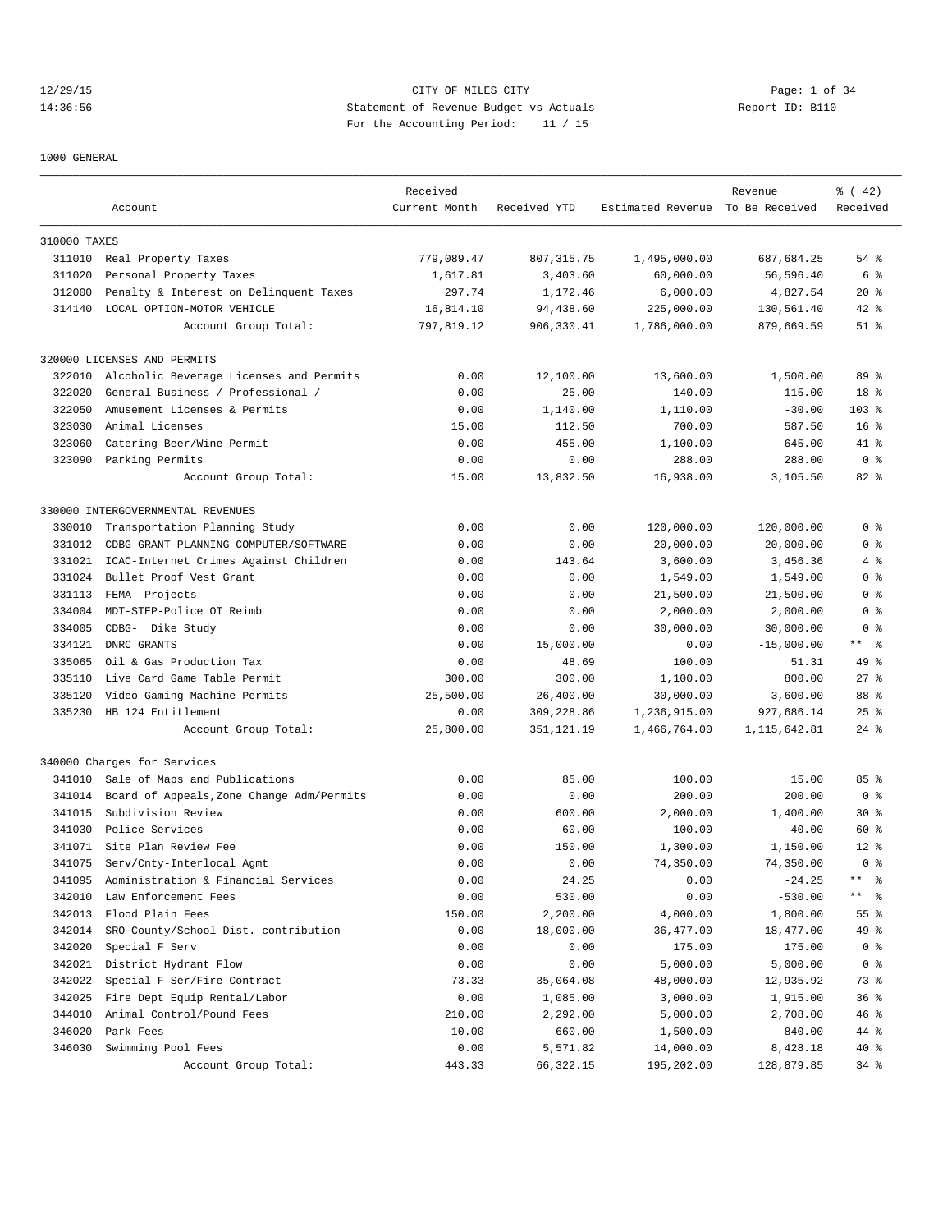CITY OF MILES CITY
Statement of Revenue Budget vs Actuals
For the Accounting Period: 11 / 15

1000 GENERAL

| Account | | Received Current Month | Received YTD | Estimated Revenue | Revenue To Be Received | % ( 42) Received |
|---|---|---|---|---|---|---|
| **310000 TAXES** | | | | | | |
| 311010 | Real Property Taxes | 779,089.47 | 807,315.75 | 1,495,000.00 | 687,684.25 | 54 % |
| 311020 | Personal Property Taxes | 1,617.81 | 3,403.60 | 60,000.00 | 56,596.40 | 6 % |
| 312000 | Penalty & Interest on Delinquent Taxes | 297.74 | 1,172.46 | 6,000.00 | 4,827.54 | 20 % |
| 314140 | LOCAL OPTION-MOTOR VEHICLE | 16,814.10 | 94,438.60 | 225,000.00 | 130,561.40 | 42 % |
| | Account Group Total: | 797,819.12 | 906,330.41 | 1,786,000.00 | 879,669.59 | 51 % |
| **320000 LICENSES AND PERMITS** | | | | | | |
| 322010 | Alcoholic Beverage Licenses and Permits | 0.00 | 12,100.00 | 13,600.00 | 1,500.00 | 89 % |
| 322020 | General Business / Professional / | 0.00 | 25.00 | 140.00 | 115.00 | 18 % |
| 322050 | Amusement Licenses & Permits | 0.00 | 1,140.00 | 1,110.00 | -30.00 | 103 % |
| 323030 | Animal Licenses | 15.00 | 112.50 | 700.00 | 587.50 | 16 % |
| 323060 | Catering Beer/Wine Permit | 0.00 | 455.00 | 1,100.00 | 645.00 | 41 % |
| 323090 | Parking Permits | 0.00 | 0.00 | 288.00 | 288.00 | 0 % |
| | Account Group Total: | 15.00 | 13,832.50 | 16,938.00 | 3,105.50 | 82 % |
| **330000 INTERGOVERNMENTAL REVENUES** | | | | | | |
| 330010 | Transportation Planning Study | 0.00 | 0.00 | 120,000.00 | 120,000.00 | 0 % |
| 331012 | CDBG GRANT-PLANNING COMPUTER/SOFTWARE | 0.00 | 0.00 | 20,000.00 | 20,000.00 | 0 % |
| 331021 | ICAC-Internet Crimes Against Children | 0.00 | 143.64 | 3,600.00 | 3,456.36 | 4 % |
| 331024 | Bullet Proof Vest Grant | 0.00 | 0.00 | 1,549.00 | 1,549.00 | 0 % |
| 331113 | FEMA -Projects | 0.00 | 0.00 | 21,500.00 | 21,500.00 | 0 % |
| 334004 | MDT-STEP-Police OT Reimb | 0.00 | 0.00 | 2,000.00 | 2,000.00 | 0 % |
| 334005 | CDBG- Dike Study | 0.00 | 0.00 | 30,000.00 | 30,000.00 | 0 % |
| 334121 | DNRC GRANTS | 0.00 | 15,000.00 | 0.00 | -15,000.00 | ** % |
| 335065 | Oil & Gas Production Tax | 0.00 | 48.69 | 100.00 | 51.31 | 49 % |
| 335110 | Live Card Game Table Permit | 300.00 | 300.00 | 1,100.00 | 800.00 | 27 % |
| 335120 | Video Gaming Machine Permits | 25,500.00 | 26,400.00 | 30,000.00 | 3,600.00 | 88 % |
| 335230 | HB 124 Entitlement | 0.00 | 309,228.86 | 1,236,915.00 | 927,686.14 | 25 % |
| | Account Group Total: | 25,800.00 | 351,121.19 | 1,466,764.00 | 1,115,642.81 | 24 % |
| **340000 Charges for Services** | | | | | | |
| 341010 | Sale of Maps and Publications | 0.00 | 85.00 | 100.00 | 15.00 | 85 % |
| 341014 | Board of Appeals,Zone Change Adm/Permits | 0.00 | 0.00 | 200.00 | 200.00 | 0 % |
| 341015 | Subdivision Review | 0.00 | 600.00 | 2,000.00 | 1,400.00 | 30 % |
| 341030 | Police Services | 0.00 | 60.00 | 100.00 | 40.00 | 60 % |
| 341071 | Site Plan Review Fee | 0.00 | 150.00 | 1,300.00 | 1,150.00 | 12 % |
| 341075 | Serv/Cnty-Interlocal Agmt | 0.00 | 0.00 | 74,350.00 | 74,350.00 | 0 % |
| 341095 | Administration & Financial Services | 0.00 | 24.25 | 0.00 | -24.25 | ** % |
| 342010 | Law Enforcement Fees | 0.00 | 530.00 | 0.00 | -530.00 | ** % |
| 342013 | Flood Plain Fees | 150.00 | 2,200.00 | 4,000.00 | 1,800.00 | 55 % |
| 342014 | SRO-County/School Dist. contribution | 0.00 | 18,000.00 | 36,477.00 | 18,477.00 | 49 % |
| 342020 | Special F Serv | 0.00 | 0.00 | 175.00 | 175.00 | 0 % |
| 342021 | District Hydrant Flow | 0.00 | 0.00 | 5,000.00 | 5,000.00 | 0 % |
| 342022 | Special F Ser/Fire Contract | 73.33 | 35,064.08 | 48,000.00 | 12,935.92 | 73 % |
| 342025 | Fire Dept Equip Rental/Labor | 0.00 | 1,085.00 | 3,000.00 | 1,915.00 | 36 % |
| 344010 | Animal Control/Pound Fees | 210.00 | 2,292.00 | 5,000.00 | 2,708.00 | 46 % |
| 346020 | Park Fees | 10.00 | 660.00 | 1,500.00 | 840.00 | 44 % |
| 346030 | Swimming Pool Fees | 0.00 | 5,571.82 | 14,000.00 | 8,428.18 | 40 % |
| | Account Group Total: | 443.33 | 66,322.15 | 195,202.00 | 128,879.85 | 34 % |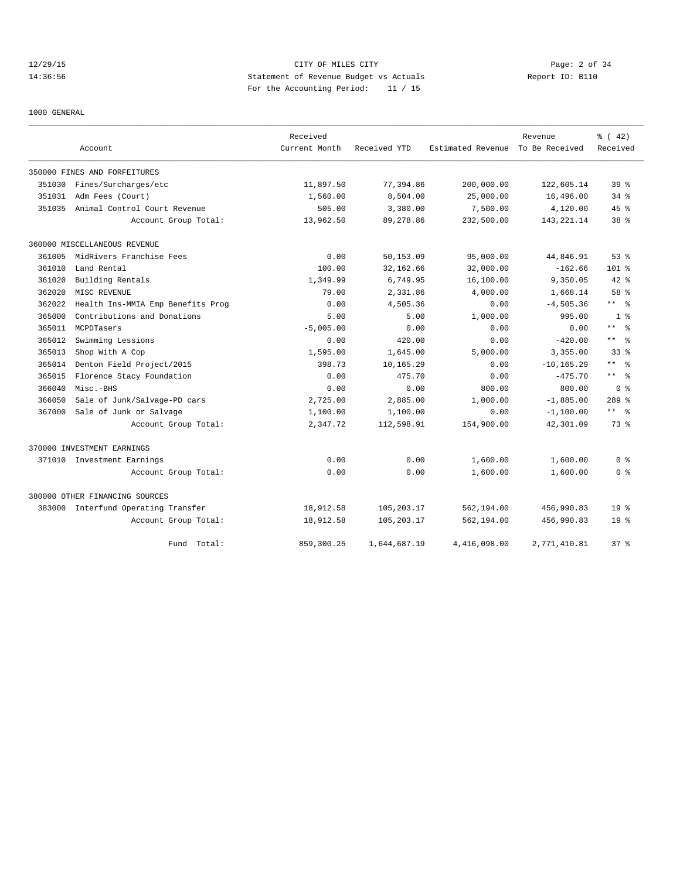CITY OF MILES CITY
Statement of Revenue Budget vs Actuals
For the Accounting Period: 11 / 15

1000 GENERAL

| Account | | Received Current Month | Received YTD | Estimated Revenue | Revenue To Be Received | % ( 42) Received |
|---|---|---|---|---|---|---|
| 350000 FINES AND FORFEITURES | | | | | | |
| 351030 | Fines/Surcharges/etc | 11,897.50 | 77,394.86 | 200,000.00 | 122,605.14 | 39 % |
| 351031 | Adm Fees (Court) | 1,560.00 | 8,504.00 | 25,000.00 | 16,496.00 | 34 % |
| 351035 | Animal Control Court Revenue | 505.00 | 3,380.00 | 7,500.00 | 4,120.00 | 45 % |
| | Account Group Total: | 13,962.50 | 89,278.86 | 232,500.00 | 143,221.14 | 38 % |
| 360000 MISCELLANEOUS REVENUE | | | | | | |
| 361005 | MidRivers Franchise Fees | 0.00 | 50,153.09 | 95,000.00 | 44,846.91 | 53 % |
| 361010 | Land Rental | 100.00 | 32,162.66 | 32,000.00 | -162.66 | 101 % |
| 361020 | Building Rentals | 1,349.99 | 6,749.95 | 16,100.00 | 9,350.05 | 42 % |
| 362020 | MISC REVENUE | 79.00 | 2,331.86 | 4,000.00 | 1,668.14 | 58 % |
| 362022 | Health Ins-MMIA Emp Benefits Prog | 0.00 | 4,505.36 | 0.00 | -4,505.36 | ** % |
| 365000 | Contributions and Donations | 5.00 | 5.00 | 1,000.00 | 995.00 | 1 % |
| 365011 | MCPDTasers | -5,005.00 | 0.00 | 0.00 | 0.00 | ** % |
| 365012 | Swimming Lessions | 0.00 | 420.00 | 0.00 | -420.00 | ** % |
| 365013 | Shop With A Cop | 1,595.00 | 1,645.00 | 5,000.00 | 3,355.00 | 33 % |
| 365014 | Denton Field Project/2015 | 398.73 | 10,165.29 | 0.00 | -10,165.29 | ** % |
| 365015 | Florence Stacy Foundation | 0.00 | 475.70 | 0.00 | -475.70 | ** % |
| 366040 | Misc.-BHS | 0.00 | 0.00 | 800.00 | 800.00 | 0 % |
| 366050 | Sale of Junk/Salvage-PD cars | 2,725.00 | 2,885.00 | 1,000.00 | -1,885.00 | 289 % |
| 367000 | Sale of Junk or Salvage | 1,100.00 | 1,100.00 | 0.00 | -1,100.00 | ** % |
| | Account Group Total: | 2,347.72 | 112,598.91 | 154,900.00 | 42,301.09 | 73 % |
| 370000 INVESTMENT EARNINGS | | | | | | |
| 371010 | Investment Earnings | 0.00 | 0.00 | 1,600.00 | 1,600.00 | 0 % |
| | Account Group Total: | 0.00 | 0.00 | 1,600.00 | 1,600.00 | 0 % |
| 380000 OTHER FINANCING SOURCES | | | | | | |
| 383000 | Interfund Operating Transfer | 18,912.58 | 105,203.17 | 562,194.00 | 456,990.83 | 19 % |
| | Account Group Total: | 18,912.58 | 105,203.17 | 562,194.00 | 456,990.83 | 19 % |
| | Fund Total: | 859,300.25 | 1,644,687.19 | 4,416,098.00 | 2,771,410.81 | 37 % |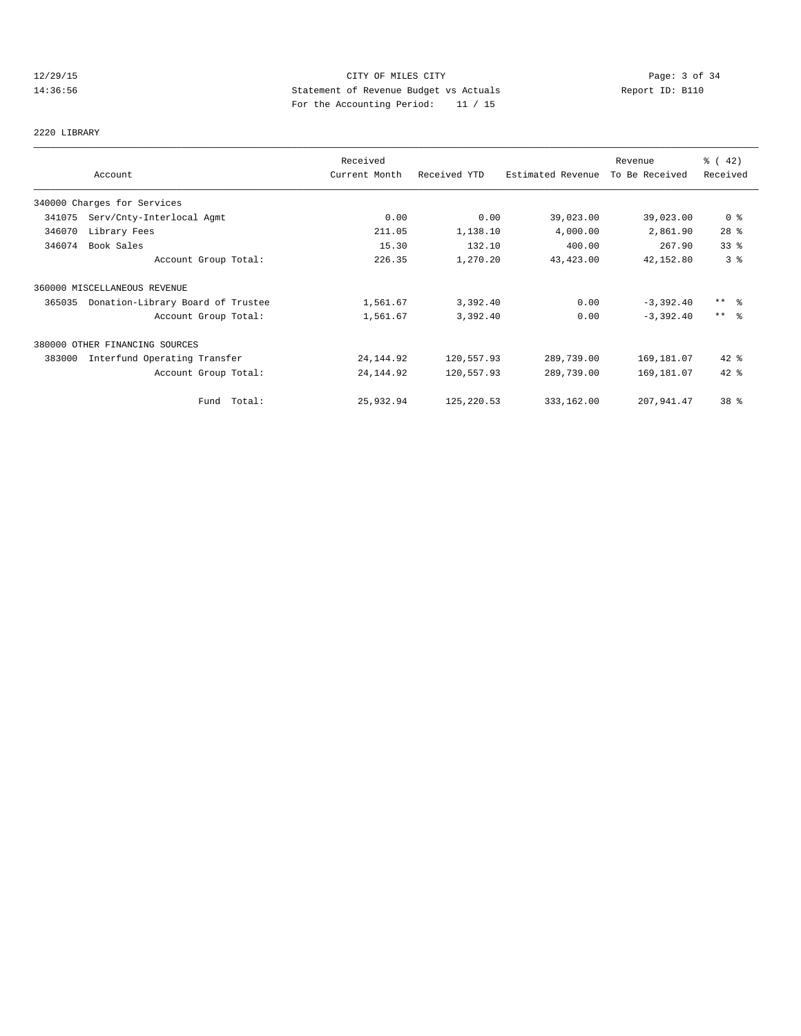CITY OF MILES CITY
Statement of Revenue Budget vs Actuals
For the Accounting Period: 11 / 15

2220 LIBRARY

| Account | Received Current Month | Received YTD | Estimated Revenue | Revenue To Be Received | % ( 42) Received |
|---|---|---|---|---|---|
| 340000 Charges for Services | | | | | |
| 341075 Serv/Cnty-Interlocal Agmt | 0.00 | 0.00 | 39,023.00 | 39,023.00 | 0 % |
| 346070 Library Fees | 211.05 | 1,138.10 | 4,000.00 | 2,861.90 | 28 % |
| 346074 Book Sales | 15.30 | 132.10 | 400.00 | 267.90 | 33 % |
| Account Group Total: | 226.35 | 1,270.20 | 43,423.00 | 42,152.80 | 3 % |
| 360000 MISCELLANEOUS REVENUE | | | | | |
| 365035 Donation-Library Board of Trustee | 1,561.67 | 3,392.40 | 0.00 | -3,392.40 | ** % |
| Account Group Total: | 1,561.67 | 3,392.40 | 0.00 | -3,392.40 | ** % |
| 380000 OTHER FINANCING SOURCES | | | | | |
| 383000 Interfund Operating Transfer | 24,144.92 | 120,557.93 | 289,739.00 | 169,181.07 | 42 % |
| Account Group Total: | 24,144.92 | 120,557.93 | 289,739.00 | 169,181.07 | 42 % |
| Fund Total: | 25,932.94 | 125,220.53 | 333,162.00 | 207,941.47 | 38 % |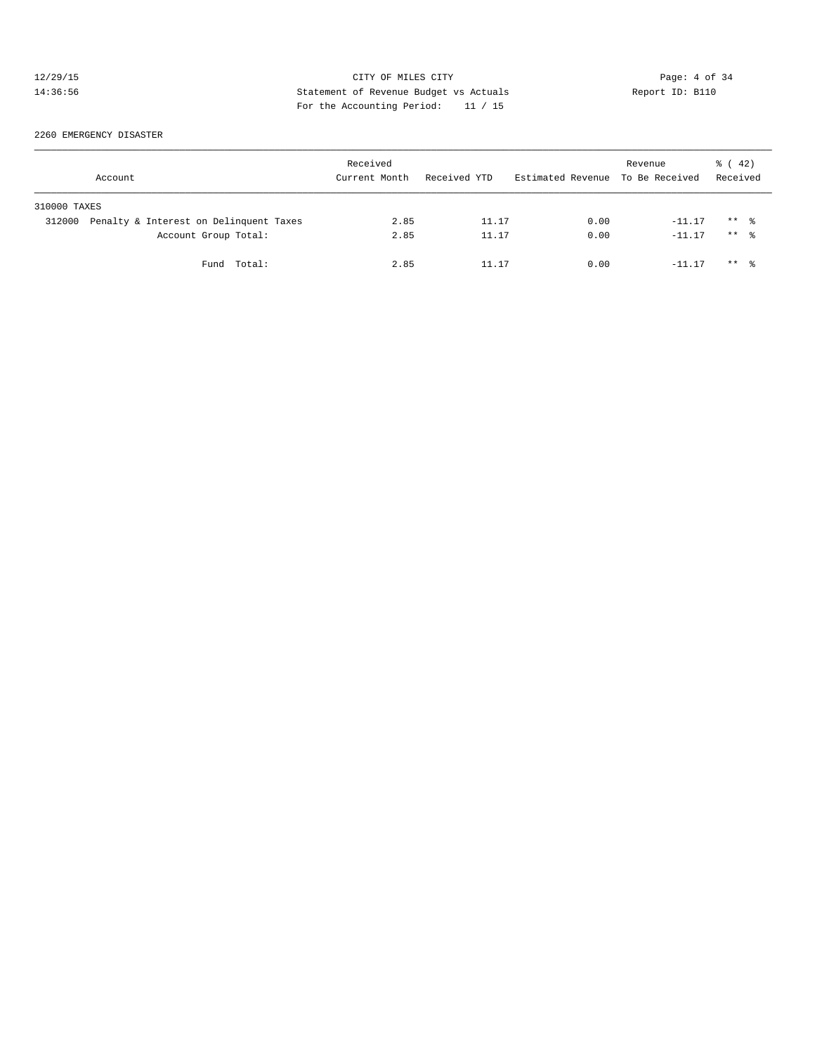CITY OF MILES CITY
Statement of Revenue Budget vs Actuals
For the Accounting Period: 11 / 15

12/29/15
14:36:56

Report ID: B110

2260 EMERGENCY DISASTER

| Account | Received Current Month | Received YTD | Estimated Revenue | Revenue To Be Received | % ( 42) Received |
|---|---|---|---|---|---|
| 310000 TAXES | | | | | |
| 312000 Penalty & Interest on Delinquent Taxes | 2.85 | 11.17 | 0.00 | -11.17 | ** % |
| Account Group Total: | 2.85 | 11.17 | 0.00 | -11.17 | ** % |
| Fund Total: | 2.85 | 11.17 | 0.00 | -11.17 | ** % |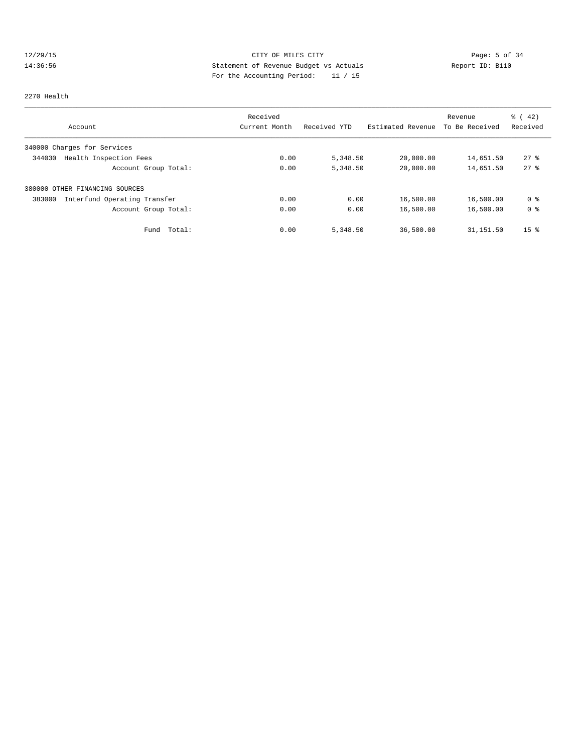CITY OF MILES CITY
Statement of Revenue Budget vs Actuals
For the Accounting Period: 11 / 15

12/29/15
14:36:56

Report ID: B110

2270 Health

| Account | Received Current Month | Received YTD | Estimated Revenue | Revenue To Be Received | % ( 42) Received |
|---|---|---|---|---|---|
| 340000 Charges for Services | | | | | |
| 344030 Health Inspection Fees | 0.00 | 5,348.50 | 20,000.00 | 14,651.50 | 27 % |
| Account Group Total: | 0.00 | 5,348.50 | 20,000.00 | 14,651.50 | 27 % |
| 380000 OTHER FINANCING SOURCES | | | | | |
| 383000 Interfund Operating Transfer | 0.00 | 0.00 | 16,500.00 | 16,500.00 | 0 % |
| Account Group Total: | 0.00 | 0.00 | 16,500.00 | 16,500.00 | 0 % |
| Fund Total: | 0.00 | 5,348.50 | 36,500.00 | 31,151.50 | 15 % |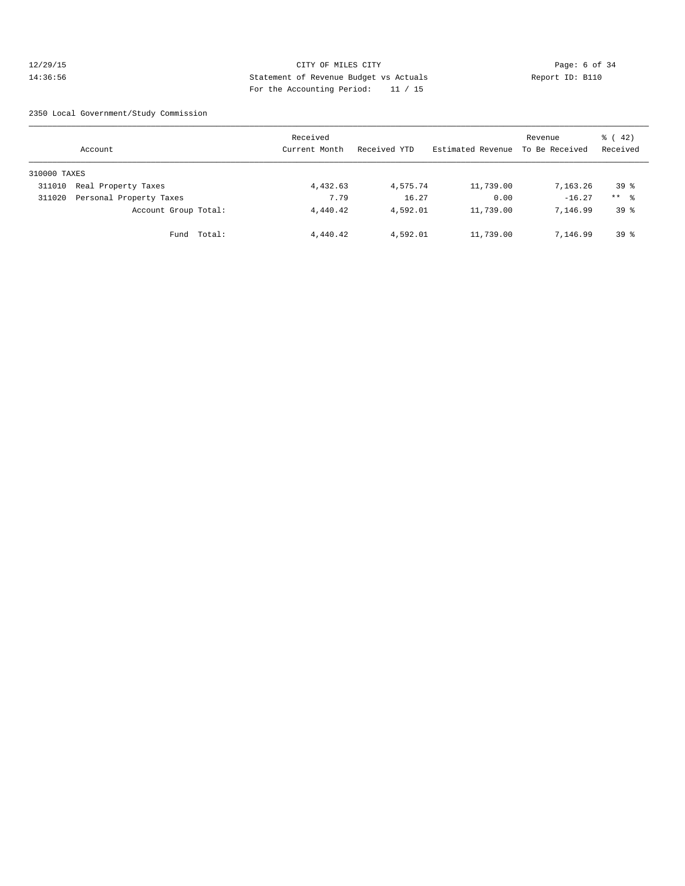CITY OF MILES CITY
Statement of Revenue Budget vs Actuals
For the Accounting Period: 11 / 15

12/29/15
14:36:56

Report ID: B110

2350 Local Government/Study Commission

| Account | Received Current Month | Received YTD | Estimated Revenue | Revenue To Be Received | % ( 42) Received |
|---|---|---|---|---|---|
| 310000 TAXES | | | | | |
| 311010 Real Property Taxes | 4,432.63 | 4,575.74 | 11,739.00 | 7,163.26 | 39 % |
| 311020 Personal Property Taxes | 7.79 | 16.27 | 0.00 | -16.27 | ** % |
| Account Group Total: | 4,440.42 | 4,592.01 | 11,739.00 | 7,146.99 | 39 % |
| Fund Total: | 4,440.42 | 4,592.01 | 11,739.00 | 7,146.99 | 39 % |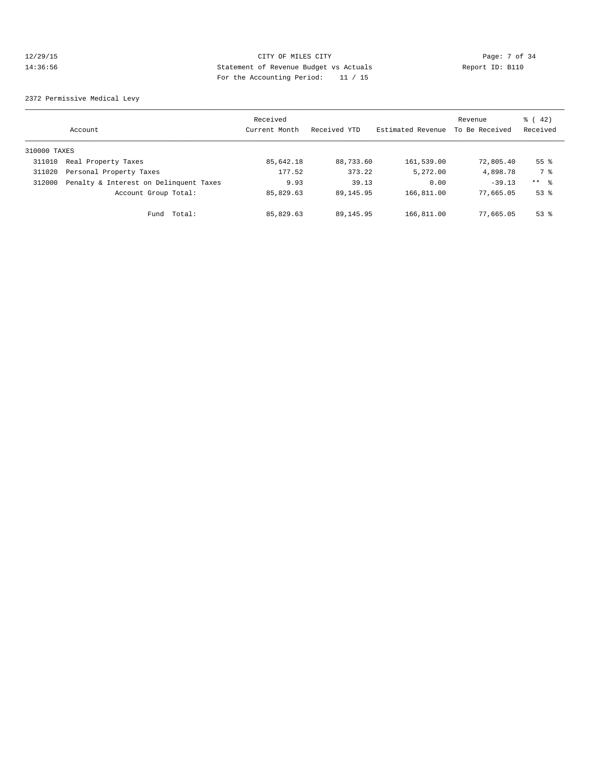CITY OF MILES CITY
Statement of Revenue Budget vs Actuals
For the Accounting Period: 11 / 15

12/29/15
14:36:56

Report ID: B110

2372 Permissive Medical Levy

| Account | | Received Current Month | Received YTD | Estimated Revenue | Revenue To Be Received | % ( 42) Received |
|---|---|---|---|---|---|---|
| 310000 TAXES | | | | | | |
| 311010 | Real Property Taxes | 85,642.18 | 88,733.60 | 161,539.00 | 72,805.40 | 55 % |
| 311020 | Personal Property Taxes | 177.52 | 373.22 | 5,272.00 | 4,898.78 | 7 % |
| 312000 | Penalty & Interest on Delinquent Taxes | 9.93 | 39.13 | 0.00 | -39.13 | ** % |
| | Account Group Total: | 85,829.63 | 89,145.95 | 166,811.00 | 77,665.05 | 53 % |
| | Fund Total: | 85,829.63 | 89,145.95 | 166,811.00 | 77,665.05 | 53 % |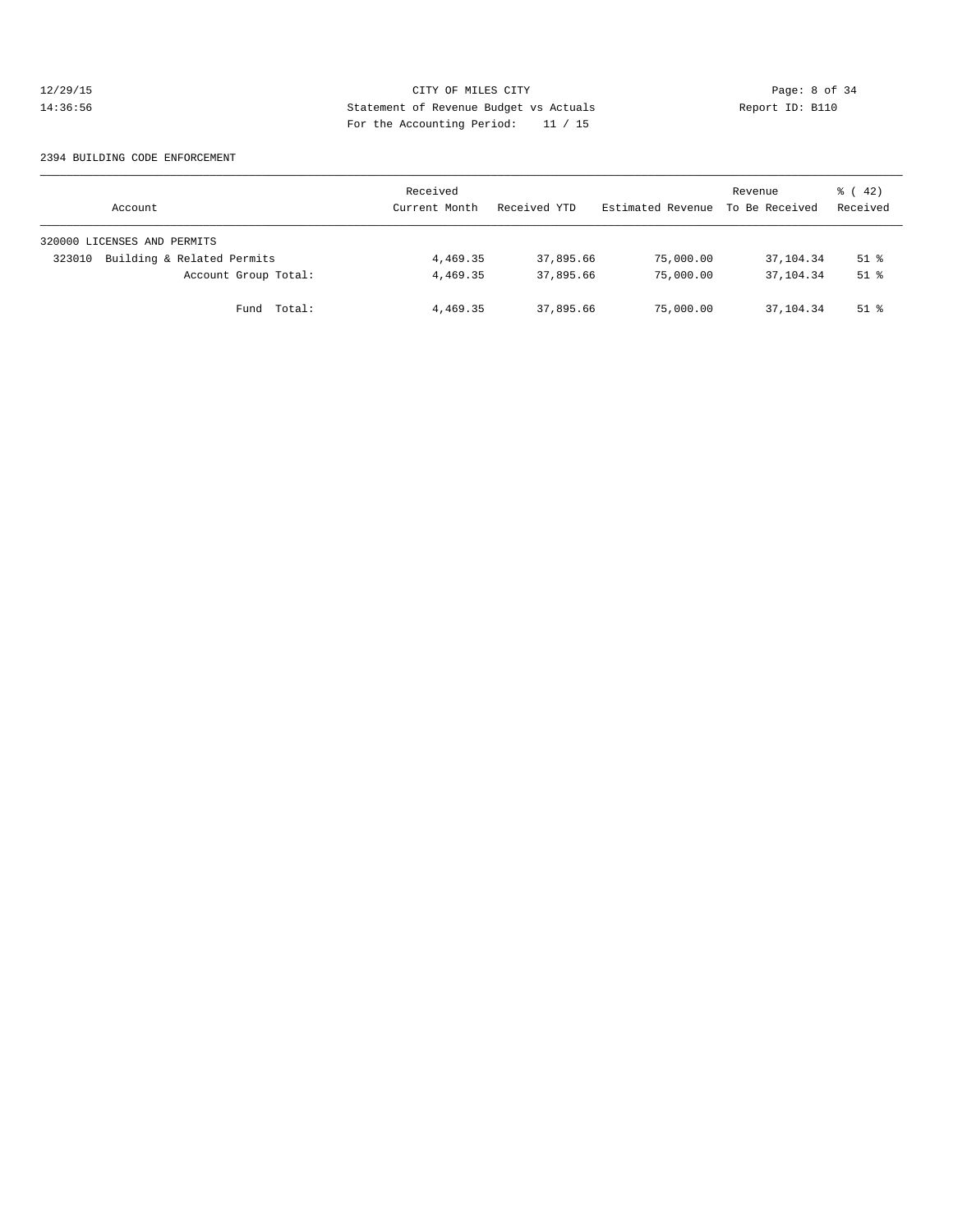CITY OF MILES CITY
Statement of Revenue Budget vs Actuals
For the Accounting Period: 11 / 15

12/29/15
14:36:56

Report ID: B110

2394 BUILDING CODE ENFORCEMENT

| Account | Received Current Month | Received YTD | Estimated Revenue | Revenue To Be Received | % ( 42) Received |
|---|---|---|---|---|---|
| 320000 LICENSES AND PERMITS | | | | | |
| 323010 Building & Related Permits | 4,469.35 | 37,895.66 | 75,000.00 | 37,104.34 | 51 % |
| Account Group Total: | 4,469.35 | 37,895.66 | 75,000.00 | 37,104.34 | 51 % |
| Fund Total: | 4,469.35 | 37,895.66 | 75,000.00 | 37,104.34 | 51 % |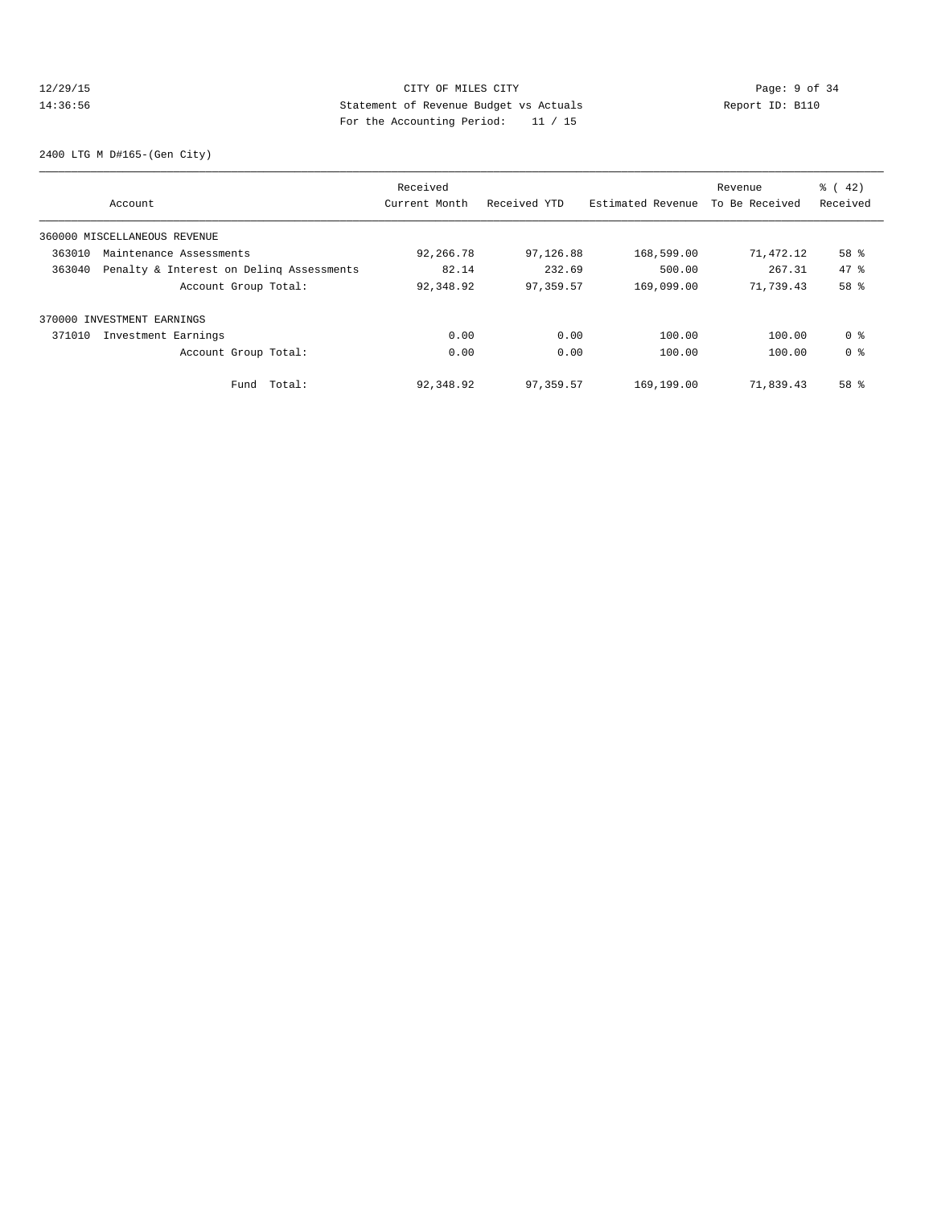2400 LTG M D#165-(Gen City)

| Account | Received Current Month | Received YTD | Estimated Revenue | Revenue To Be Received | % ( 42) Received |
|---|---|---|---|---|---|
| 360000 MISCELLANEOUS REVENUE | | | | | |
| 363010 Maintenance Assessments | 92,266.78 | 97,126.88 | 168,599.00 | 71,472.12 | 58 % |
| 363040 Penalty & Interest on Delinq Assessments | 82.14 | 232.69 | 500.00 | 267.31 | 47 % |
| Account Group Total: | 92,348.92 | 97,359.57 | 169,099.00 | 71,739.43 | 58 % |
| 370000 INVESTMENT EARNINGS | | | | | |
| 371010 Investment Earnings | 0.00 | 0.00 | 100.00 | 100.00 | 0 % |
| Account Group Total: | 0.00 | 0.00 | 100.00 | 100.00 | 0 % |
| Fund Total: | 92,348.92 | 97,359.57 | 169,199.00 | 71,839.43 | 58 % |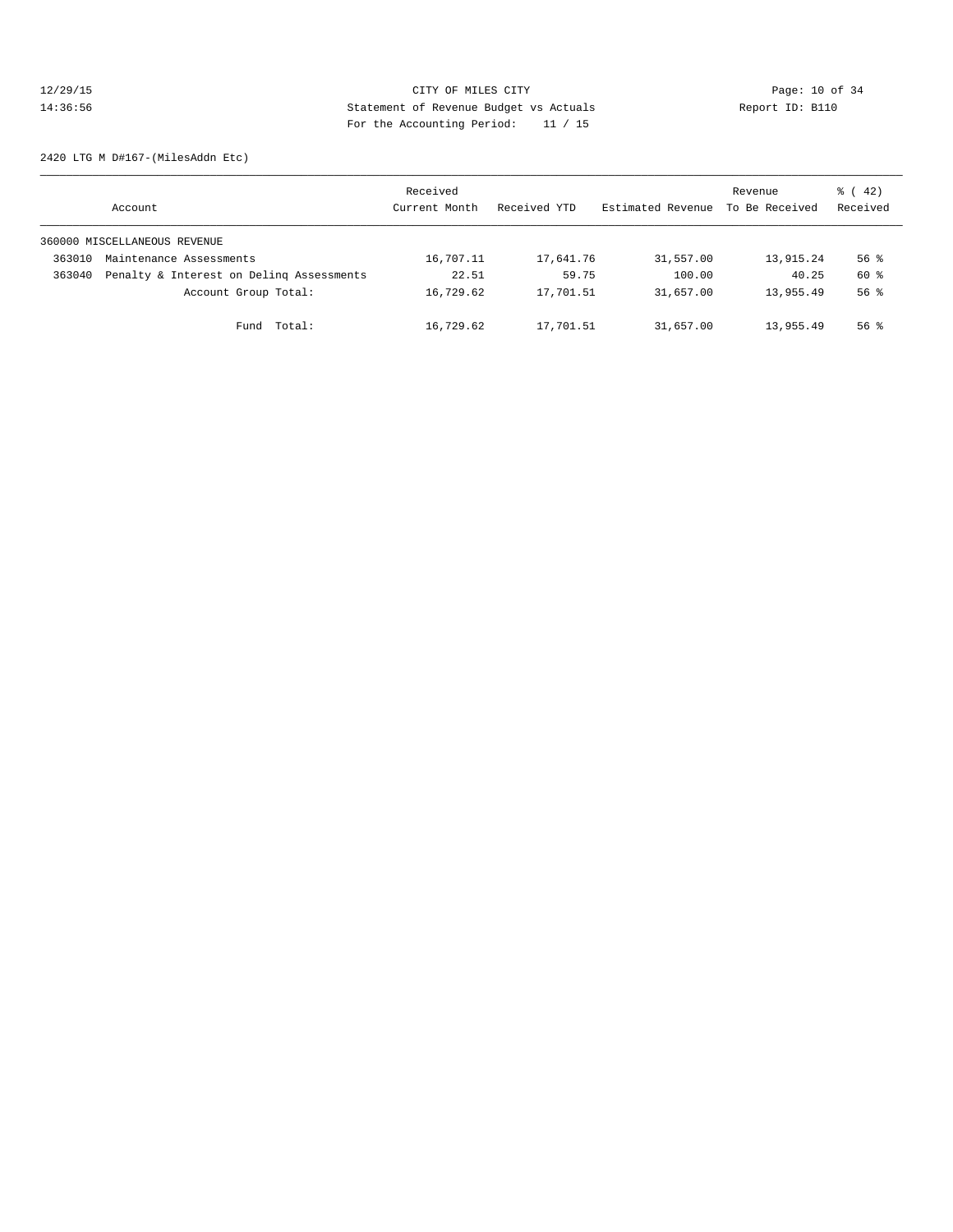CITY OF MILES CITY
Statement of Revenue Budget vs Actuals
For the Accounting Period: 11 / 15

12/29/15
14:36:56

Report ID: B110

2420 LTG M D#167-(MilesAddn Etc)

| Account | Received Current Month | Received YTD | Estimated Revenue | Revenue To Be Received | % ( 42) Received |
|---|---|---|---|---|---|
| 360000 MISCELLANEOUS REVENUE | | | | | |
| 363010 Maintenance Assessments | 16,707.11 | 17,641.76 | 31,557.00 | 13,915.24 | 56 % |
| 363040 Penalty & Interest on Delinq Assessments | 22.51 | 59.75 | 100.00 | 40.25 | 60 % |
| Account Group Total: | 16,729.62 | 17,701.51 | 31,657.00 | 13,955.49 | 56 % |
| Fund Total: | 16,729.62 | 17,701.51 | 31,657.00 | 13,955.49 | 56 % |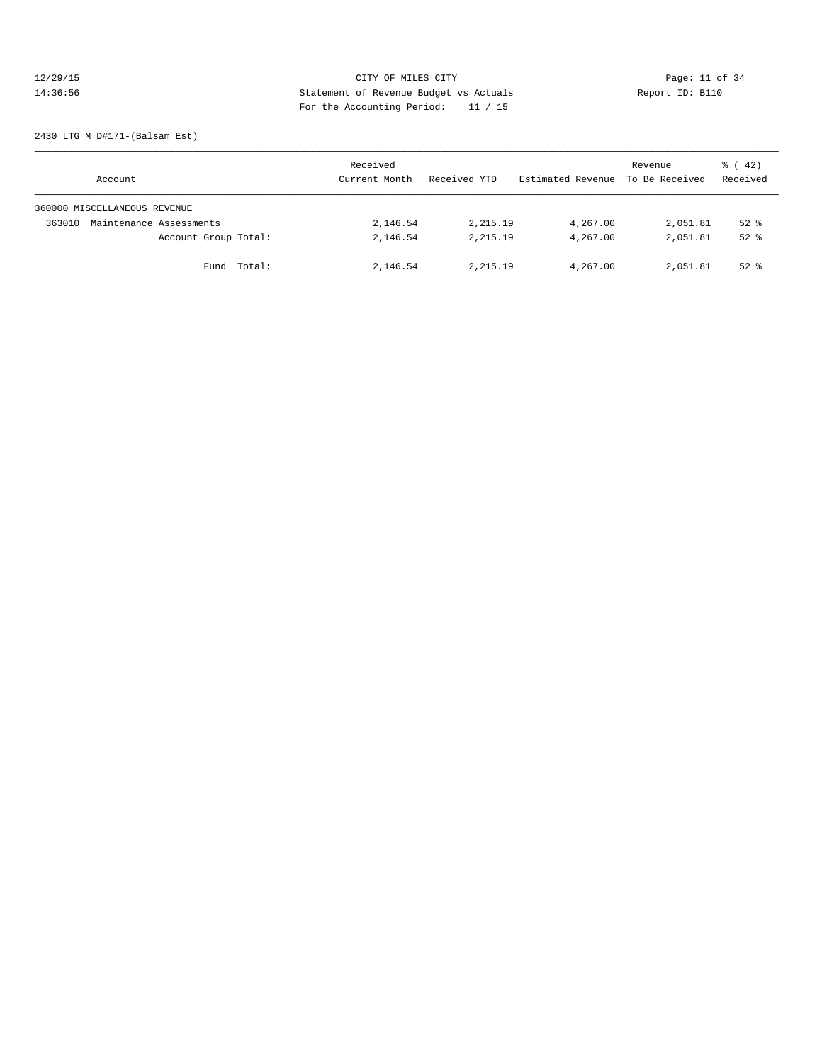CITY OF MILES CITY
Statement of Revenue Budget vs Actuals
For the Accounting Period: 11 / 15

12/29/15
14:36:56

Report ID: B110

2430 LTG M D#171-(Balsam Est)

| Account | Received Current Month | Received YTD | Estimated Revenue | Revenue To Be Received | % ( 42) Received |
|---|---|---|---|---|---|
| 360000 MISCELLANEOUS REVENUE | | | | | |
| 363010 Maintenance Assessments | 2,146.54 | 2,215.19 | 4,267.00 | 2,051.81 | 52 % |
| Account Group Total: | 2,146.54 | 2,215.19 | 4,267.00 | 2,051.81 | 52 % |
| Fund Total: | 2,146.54 | 2,215.19 | 4,267.00 | 2,051.81 | 52 % |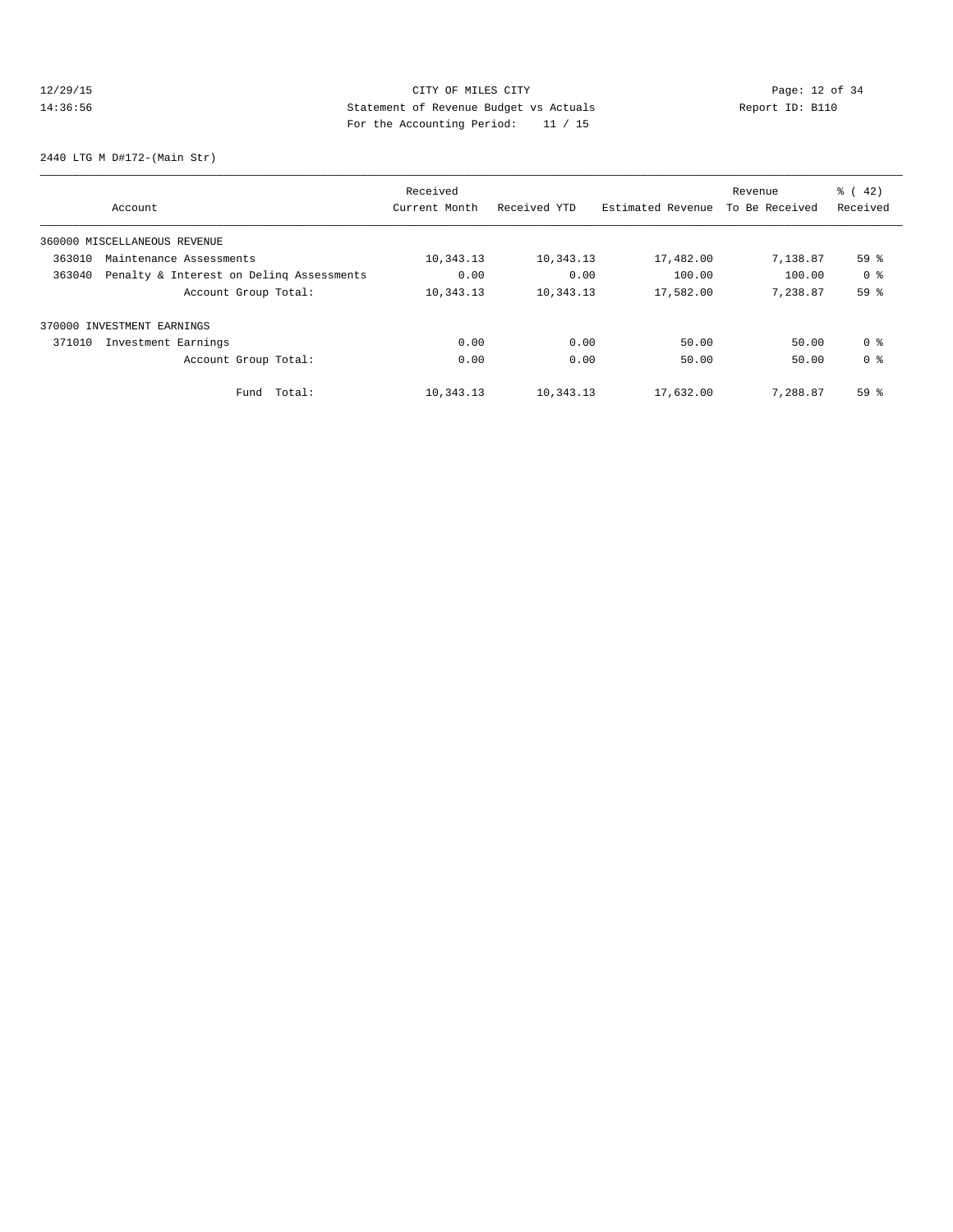12/29/15 CITY OF MILES CITY
14:36:56 Statement of Revenue Budget vs Actuals Report ID: B110
For the Accounting Period: 11 / 15

2440 LTG M D#172-(Main Str)

| Account | Received Current Month | Received YTD | Estimated Revenue | Revenue To Be Received | % ( 42) Received |
|---|---|---|---|---|---|
| 360000 MISCELLANEOUS REVENUE | | | | | |
| 363010 Maintenance Assessments | 10,343.13 | 10,343.13 | 17,482.00 | 7,138.87 | 59 % |
| 363040 Penalty & Interest on Delinq Assessments | 0.00 | 0.00 | 100.00 | 100.00 | 0 % |
| Account Group Total: | 10,343.13 | 10,343.13 | 17,582.00 | 7,238.87 | 59 % |
| 370000 INVESTMENT EARNINGS | | | | | |
| 371010 Investment Earnings | 0.00 | 0.00 | 50.00 | 50.00 | 0 % |
| Account Group Total: | 0.00 | 0.00 | 50.00 | 50.00 | 0 % |
| Fund Total: | 10,343.13 | 10,343.13 | 17,632.00 | 7,288.87 | 59 % |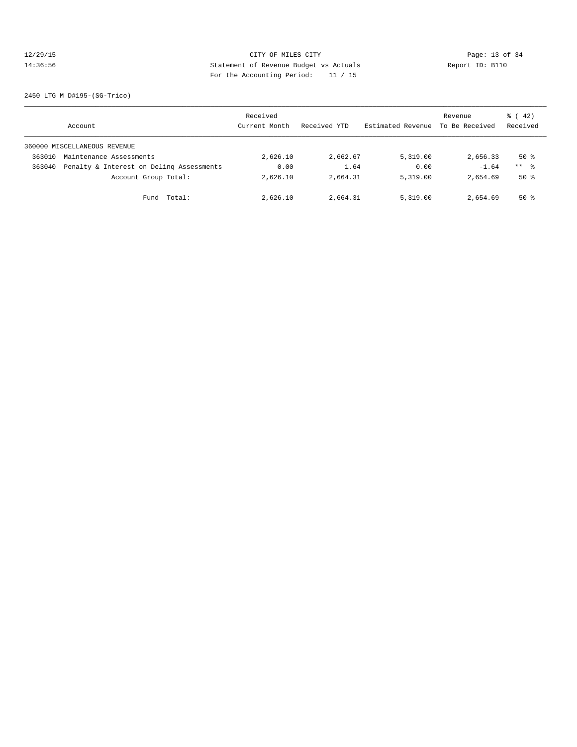CITY OF MILES CITY
Statement of Revenue Budget vs Actuals
For the Accounting Period: 11 / 15

12/29/15
14:36:56

Report ID: B110

2450 LTG M D#195-(SG-Trico)

| Account | | Received Current Month | Received YTD | Estimated Revenue | Revenue To Be Received | % ( 42) Received |
|---|---|---|---|---|---|---|
| 360000 MISCELLANEOUS REVENUE | | | | | | |
| 363010 | Maintenance Assessments | 2,626.10 | 2,662.67 | 5,319.00 | 2,656.33 | 50 % |
| 363040 | Penalty & Interest on Delinq Assessments | 0.00 | 1.64 | 0.00 | -1.64 | ** % |
| | Account Group Total: | 2,626.10 | 2,664.31 | 5,319.00 | 2,654.69 | 50 % |
| | Fund Total: | 2,626.10 | 2,664.31 | 5,319.00 | 2,654.69 | 50 % |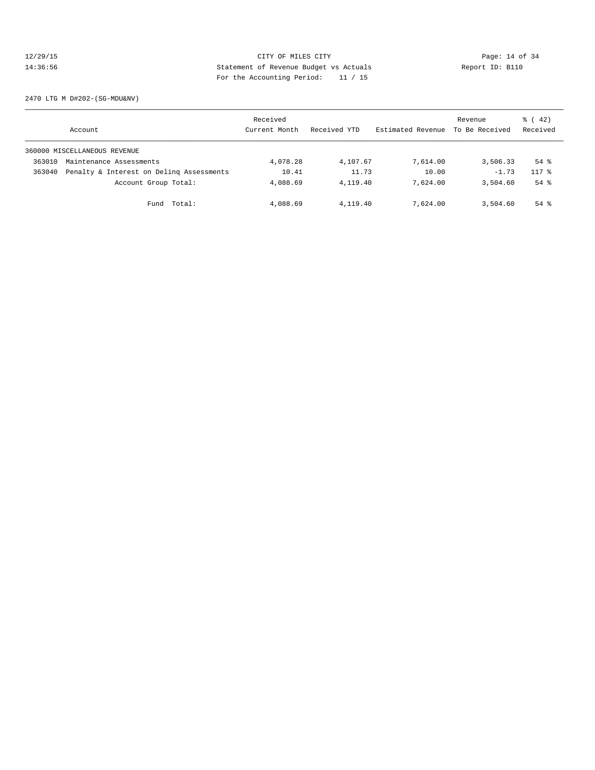CITY OF MILES CITY

Statement of Revenue Budget vs Actuals

For the Accounting Period: 11 / 15

12/29/15
14:36:56

Report ID: B110

2470 LTG M D#202-(SG-MDU&NV)

| Account | Received Current Month | Received YTD | Estimated Revenue | Revenue To Be Received | % ( 42) Received |
|---|---|---|---|---|---|
| 360000 MISCELLANEOUS REVENUE | | | | | |
| 363010 Maintenance Assessments | 4,078.28 | 4,107.67 | 7,614.00 | 3,506.33 | 54 % |
| 363040 Penalty & Interest on Delinq Assessments | 10.41 | 11.73 | 10.00 | -1.73 | 117 % |
| Account Group Total: | 4,088.69 | 4,119.40 | 7,624.00 | 3,504.60 | 54 % |
| Fund Total: | 4,088.69 | 4,119.40 | 7,624.00 | 3,504.60 | 54 % |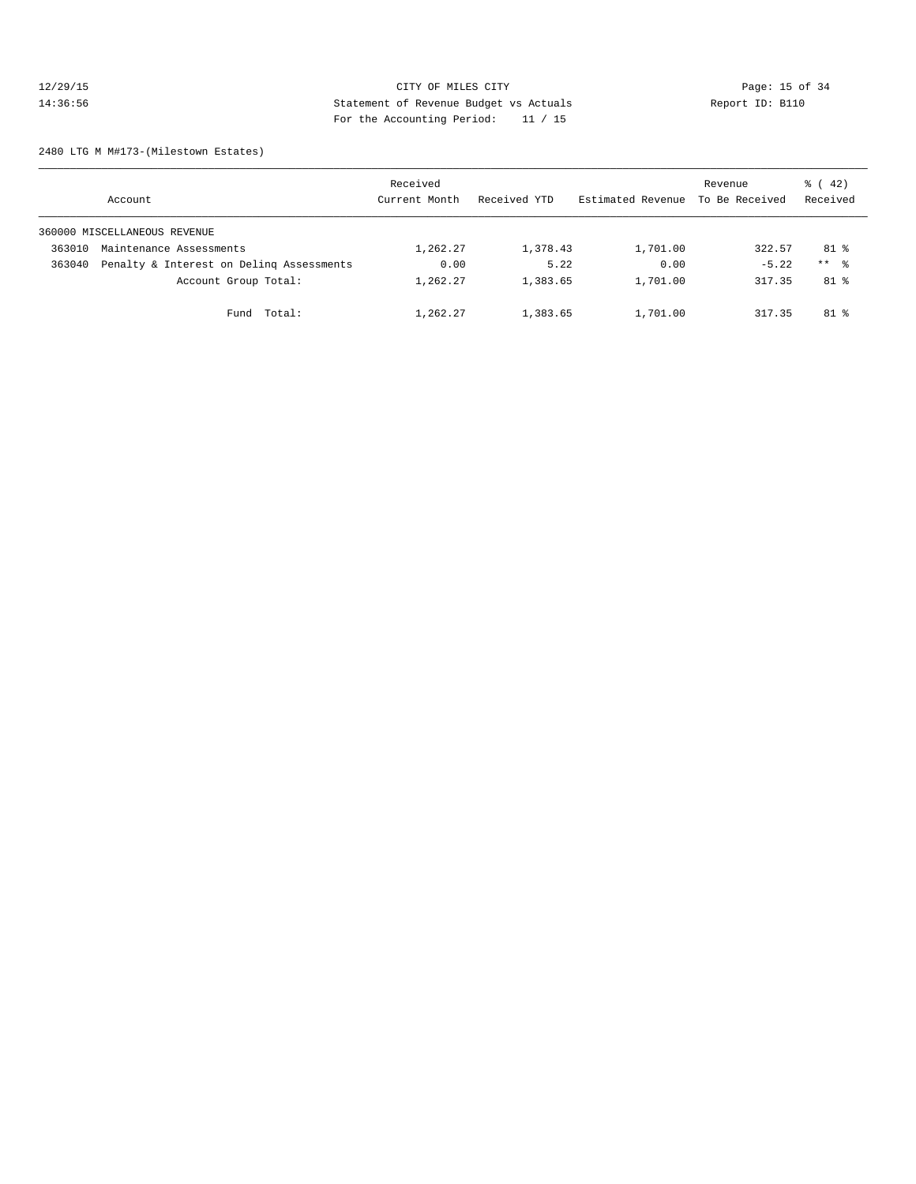CITY OF MILES CITY
Statement of Revenue Budget vs Actuals
For the Accounting Period: 11 / 15

12/29/15
14:36:56

Report ID: B110

2480 LTG M M#173-(Milestown Estates)

| Account | | Received Current Month | Received YTD | Estimated Revenue | Revenue To Be Received | % ( 42) Received |
|---|---|---|---|---|---|---|
| 360000 MISCELLANEOUS REVENUE | | | | | | |
| 363010 | Maintenance Assessments | 1,262.27 | 1,378.43 | 1,701.00 | 322.57 | 81 % |
| 363040 | Penalty & Interest on Delinq Assessments | 0.00 | 5.22 | 0.00 | -5.22 | ** % |
| | Account Group Total: | 1,262.27 | 1,383.65 | 1,701.00 | 317.35 | 81 % |
| | Fund Total: | 1,262.27 | 1,383.65 | 1,701.00 | 317.35 | 81 % |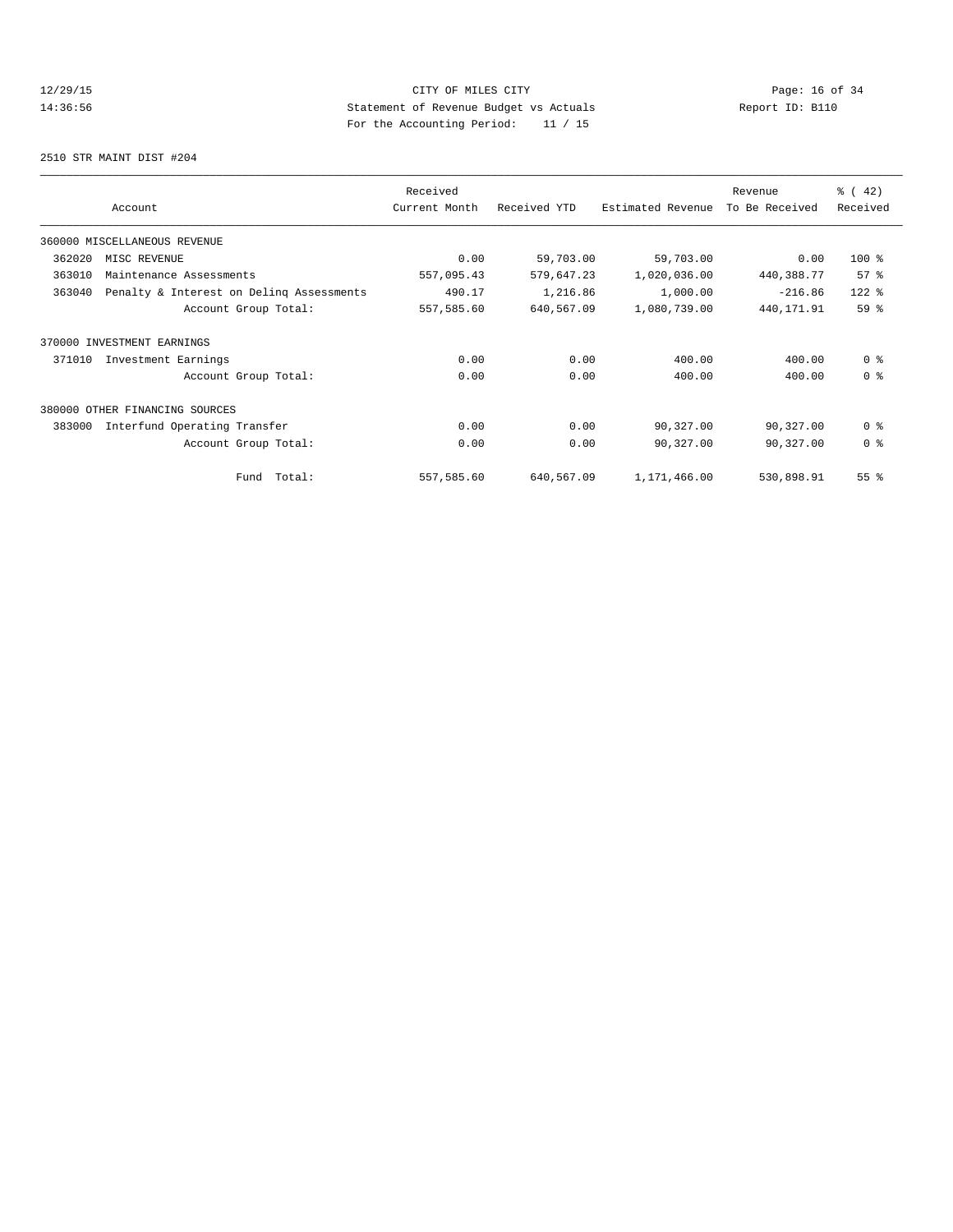CITY OF MILES CITY
Statement of Revenue Budget vs Actuals
For the Accounting Period: 11 / 15

12/29/15
14:36:56

Report ID: B110

2510 STR MAINT DIST #204

| Account | Received Current Month | Received YTD | Estimated Revenue | Revenue To Be Received | % ( 42) Received |
|---|---|---|---|---|---|
| 360000 MISCELLANEOUS REVENUE | | | | | |
| 362020 MISC REVENUE | 0.00 | 59,703.00 | 59,703.00 | 0.00 | 100 % |
| 363010 Maintenance Assessments | 557,095.43 | 579,647.23 | 1,020,036.00 | 440,388.77 | 57 % |
| 363040 Penalty & Interest on Delinq Assessments | 490.17 | 1,216.86 | 1,000.00 | -216.86 | 122 % |
| Account Group Total: | 557,585.60 | 640,567.09 | 1,080,739.00 | 440,171.91 | 59 % |
| 370000 INVESTMENT EARNINGS | | | | | |
| 371010 Investment Earnings | 0.00 | 0.00 | 400.00 | 400.00 | 0 % |
| Account Group Total: | 0.00 | 0.00 | 400.00 | 400.00 | 0 % |
| 380000 OTHER FINANCING SOURCES | | | | | |
| 383000 Interfund Operating Transfer | 0.00 | 0.00 | 90,327.00 | 90,327.00 | 0 % |
| Account Group Total: | 0.00 | 0.00 | 90,327.00 | 90,327.00 | 0 % |
| Fund Total: | 557,585.60 | 640,567.09 | 1,171,466.00 | 530,898.91 | 55 % |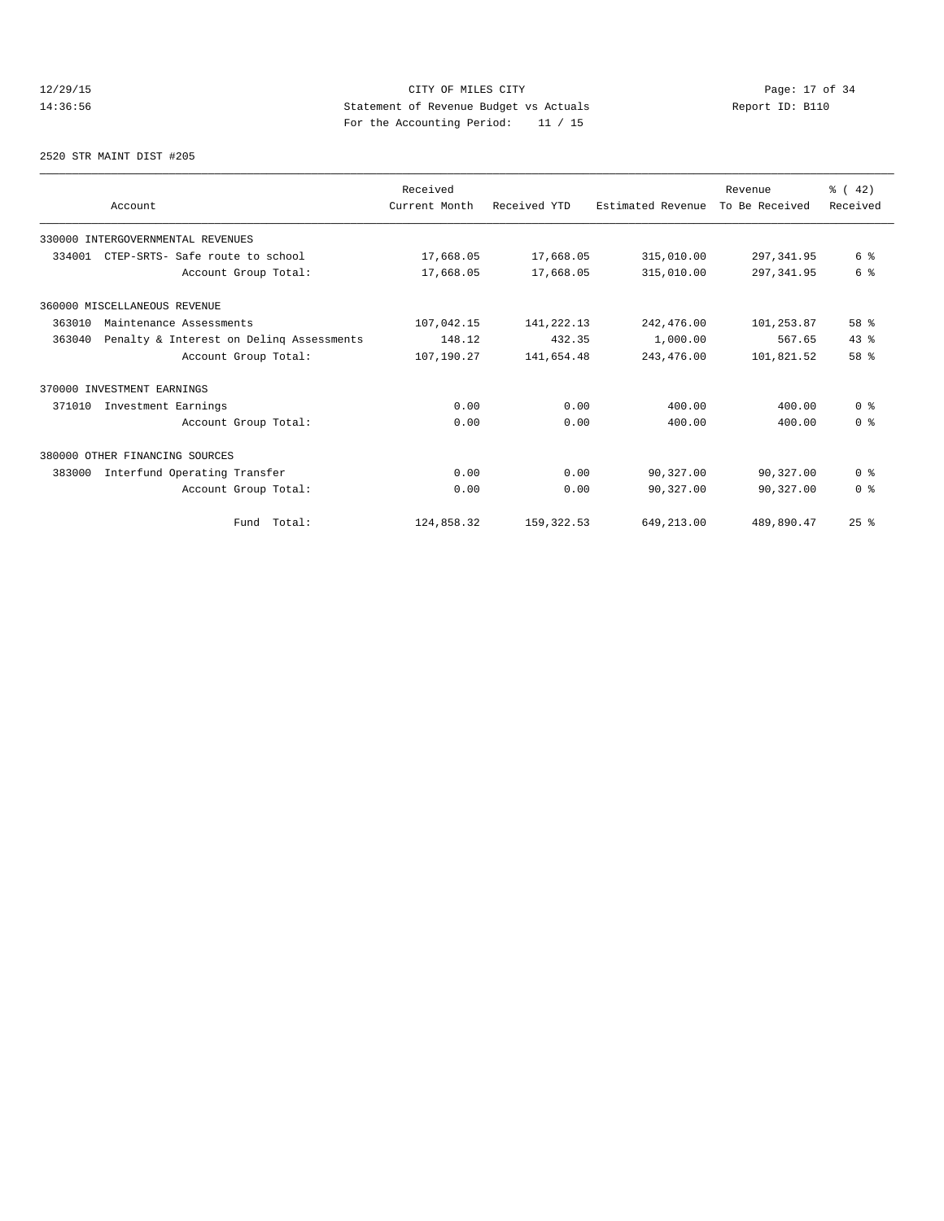CITY OF MILES CITY
Statement of Revenue Budget vs Actuals
For the Accounting Period: 11 / 15

12/29/15
14:36:56

Report ID: B110

2520 STR MAINT DIST #205

| Account | Received Current Month | Received YTD | Estimated Revenue | Revenue To Be Received | % ( 42) Received |
|---|---|---|---|---|---|
| 330000 INTERGOVERNMENTAL REVENUES | | | | | |
| 334001 CTEP-SRTS- Safe route to school | 17,668.05 | 17,668.05 | 315,010.00 | 297,341.95 | 6 % |
| Account Group Total: | 17,668.05 | 17,668.05 | 315,010.00 | 297,341.95 | 6 % |
| 360000 MISCELLANEOUS REVENUE | | | | | |
| 363010 Maintenance Assessments | 107,042.15 | 141,222.13 | 242,476.00 | 101,253.87 | 58 % |
| 363040 Penalty & Interest on Delinq Assessments | 148.12 | 432.35 | 1,000.00 | 567.65 | 43 % |
| Account Group Total: | 107,190.27 | 141,654.48 | 243,476.00 | 101,821.52 | 58 % |
| 370000 INVESTMENT EARNINGS | | | | | |
| 371010 Investment Earnings | 0.00 | 0.00 | 400.00 | 400.00 | 0 % |
| Account Group Total: | 0.00 | 0.00 | 400.00 | 400.00 | 0 % |
| 380000 OTHER FINANCING SOURCES | | | | | |
| 383000 Interfund Operating Transfer | 0.00 | 0.00 | 90,327.00 | 90,327.00 | 0 % |
| Account Group Total: | 0.00 | 0.00 | 90,327.00 | 90,327.00 | 0 % |
| Fund Total: | 124,858.32 | 159,322.53 | 649,213.00 | 489,890.47 | 25 % |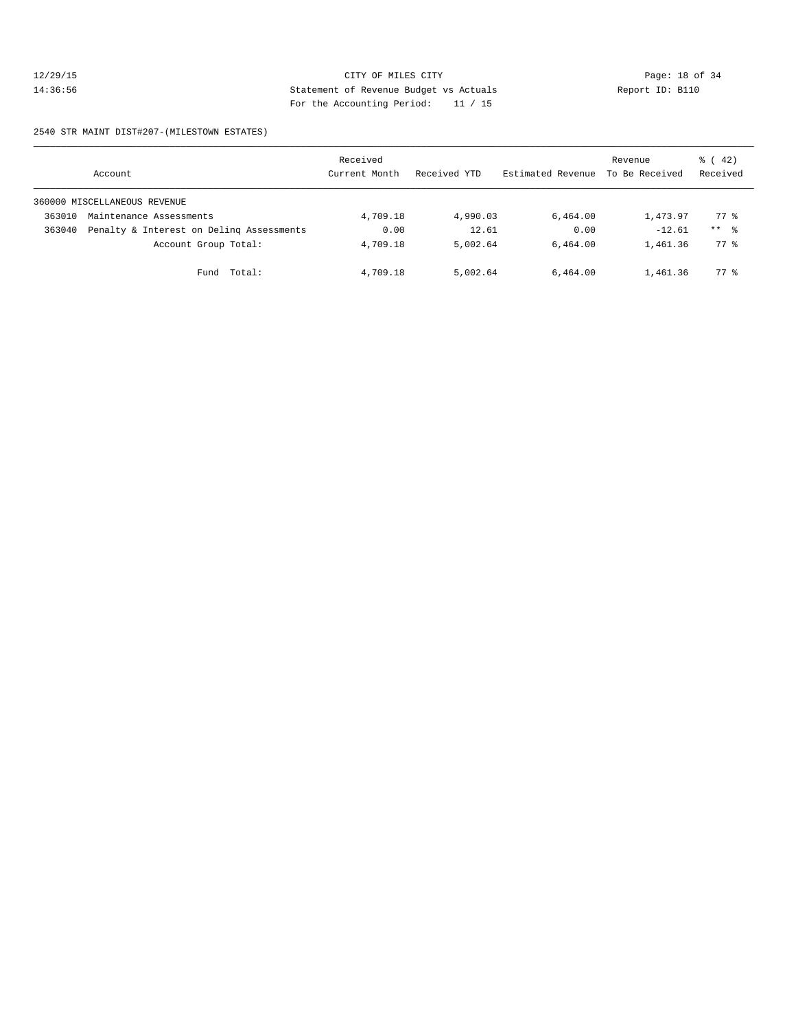CITY OF MILES CITY
Statement of Revenue Budget vs Actuals
For the Accounting Period: 11 / 15

12/29/15
14:36:56

Report ID: B110

2540 STR MAINT DIST#207-(MILESTOWN ESTATES)

| Account | | Received Current Month | Received YTD | Estimated Revenue | Revenue To Be Received | % ( 42) Received |
|---|---|---|---|---|---|---|
| 360000 MISCELLANEOUS REVENUE | | | | | | |
| 363010 | Maintenance Assessments | 4,709.18 | 4,990.03 | 6,464.00 | 1,473.97 | 77 % |
| 363040 | Penalty & Interest on Delinq Assessments | 0.00 | 12.61 | 0.00 | -12.61 | ** % |
| | Account Group Total: | 4,709.18 | 5,002.64 | 6,464.00 | 1,461.36 | 77 % |
| | Fund Total: | 4,709.18 | 5,002.64 | 6,464.00 | 1,461.36 | 77 % |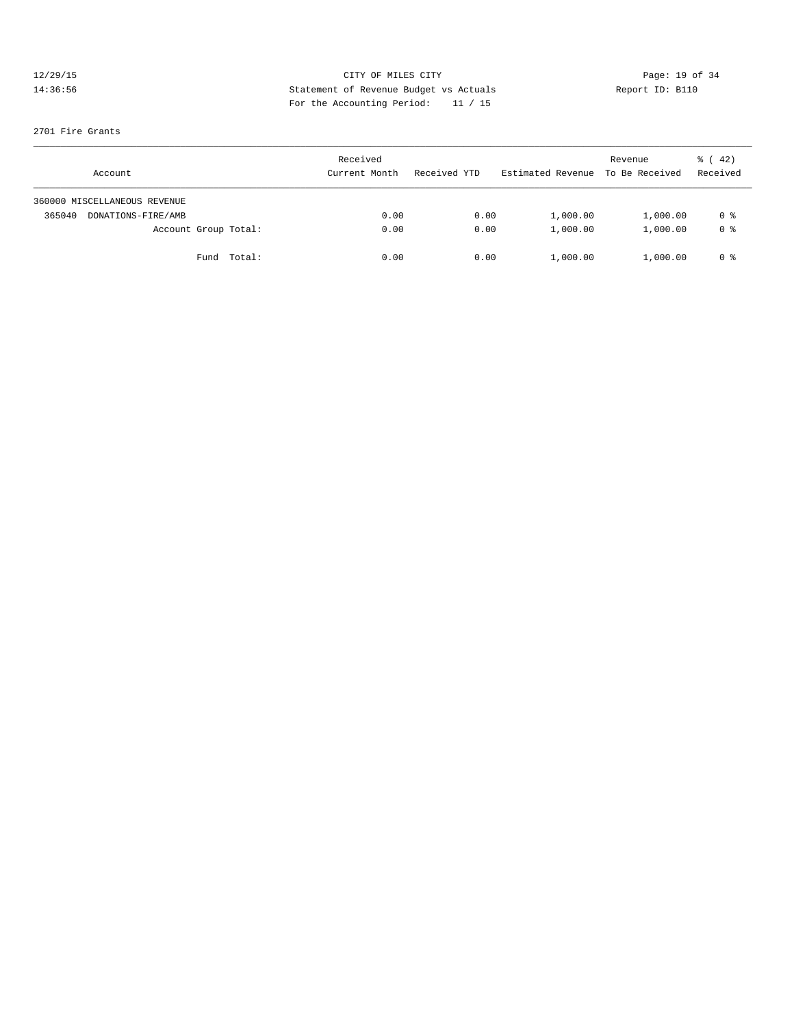CITY OF MILES CITY
Statement of Revenue Budget vs Actuals
For the Accounting Period: 11 / 15

12/29/15
14:36:56

Report ID: B110

2701 Fire Grants

| Account | Received Current Month | Received YTD | Estimated Revenue | Revenue To Be Received | % ( 42) Received |
|---|---|---|---|---|---|
| 360000 MISCELLANEOUS REVENUE | | | | | |
| 365040 DONATIONS-FIRE/AMB | 0.00 | 0.00 | 1,000.00 | 1,000.00 | 0 % |
| Account Group Total: | 0.00 | 0.00 | 1,000.00 | 1,000.00 | 0 % |
| Fund Total: | 0.00 | 0.00 | 1,000.00 | 1,000.00 | 0 % |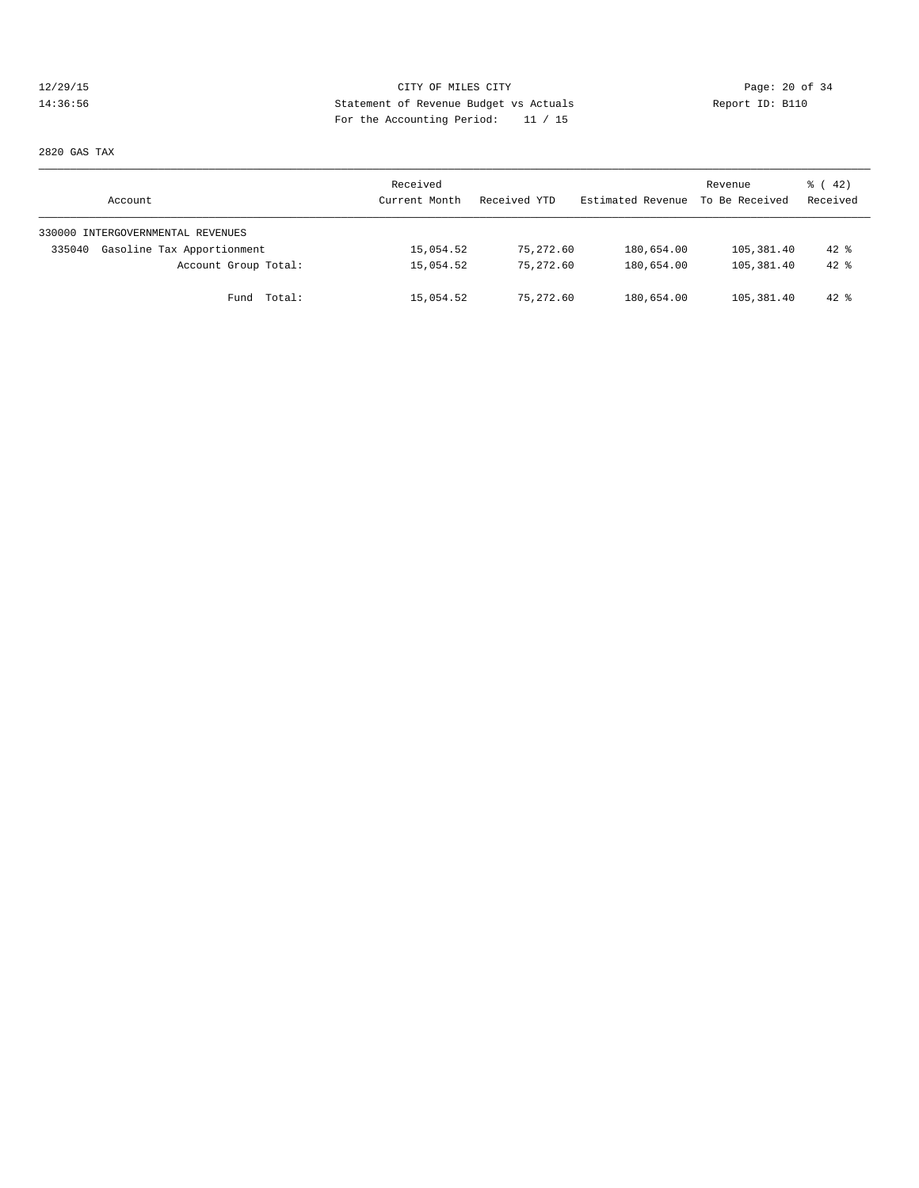CITY OF MILES CITY
Statement of Revenue Budget vs Actuals
For the Accounting Period: 11 / 15

2820 GAS TAX

| Account | Received Current Month | Received YTD | Estimated Revenue | Revenue To Be Received | % ( 42) Received |
|---|---|---|---|---|---|
| 330000 INTERGOVERNMENTAL REVENUES | | | | | |
| 335040 Gasoline Tax Apportionment | 15,054.52 | 75,272.60 | 180,654.00 | 105,381.40 | 42 % |
| Account Group Total: | 15,054.52 | 75,272.60 | 180,654.00 | 105,381.40 | 42 % |
| Fund Total: | 15,054.52 | 75,272.60 | 180,654.00 | 105,381.40 | 42 % |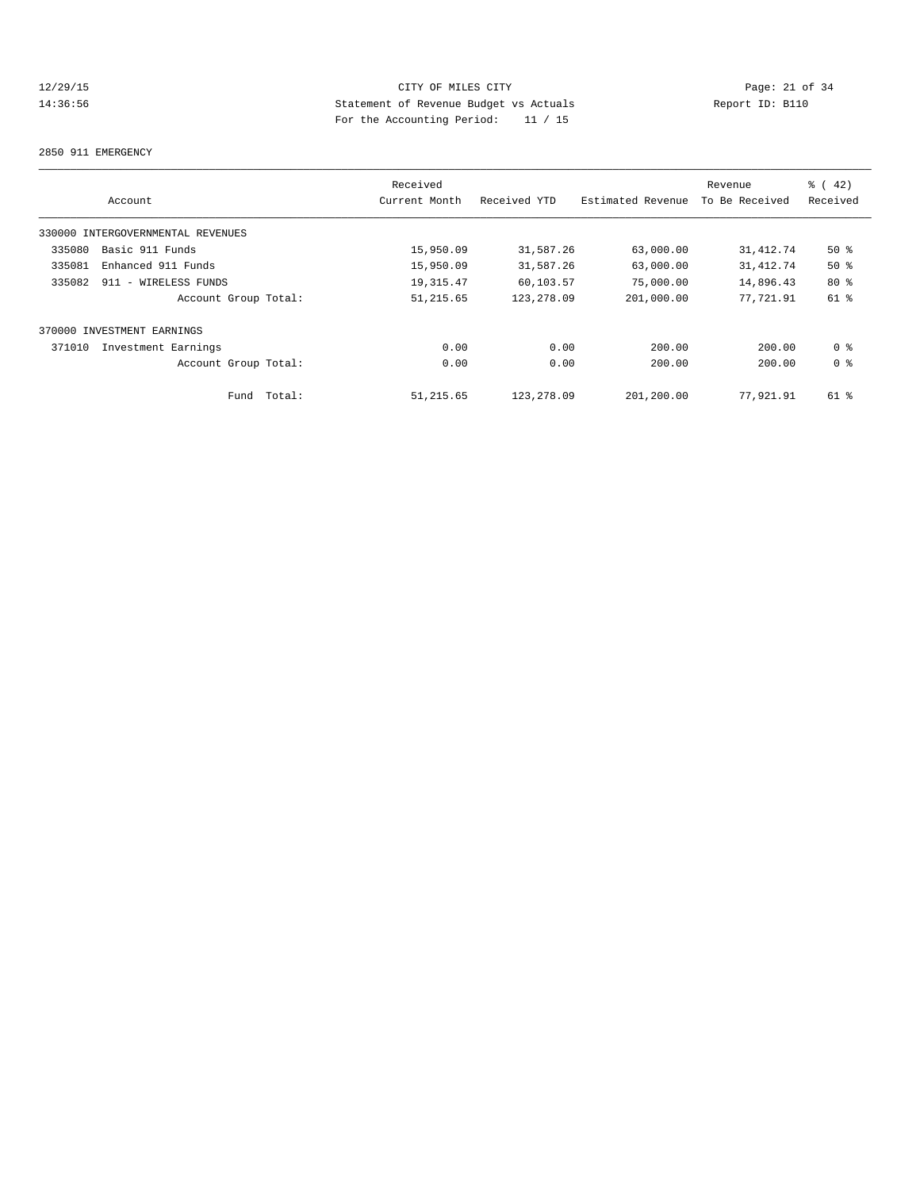CITY OF MILES CITY
Statement of Revenue Budget vs Actuals
For the Accounting Period: 11 / 15

12/29/15
14:36:56

Page: 21 of 34
Report ID: B110

2850 911 EMERGENCY

| Account | | Received Current Month | Received YTD | Estimated Revenue | Revenue To Be Received | % ( 42) Received |
|---|---|---|---|---|---|---|
| 330000 INTERGOVERNMENTAL REVENUES | | | | | | |
| 335080 | Basic 911 Funds | 15,950.09 | 31,587.26 | 63,000.00 | 31,412.74 | 50 % |
| 335081 | Enhanced 911 Funds | 15,950.09 | 31,587.26 | 63,000.00 | 31,412.74 | 50 % |
| 335082 | 911 - WIRELESS FUNDS | 19,315.47 | 60,103.57 | 75,000.00 | 14,896.43 | 80 % |
| | Account Group Total: | 51,215.65 | 123,278.09 | 201,000.00 | 77,721.91 | 61 % |
| 370000 INVESTMENT EARNINGS | | | | | | |
| 371010 | Investment Earnings | 0.00 | 0.00 | 200.00 | 200.00 | 0 % |
| | Account Group Total: | 0.00 | 0.00 | 200.00 | 200.00 | 0 % |
| | Fund Total: | 51,215.65 | 123,278.09 | 201,200.00 | 77,921.91 | 61 % |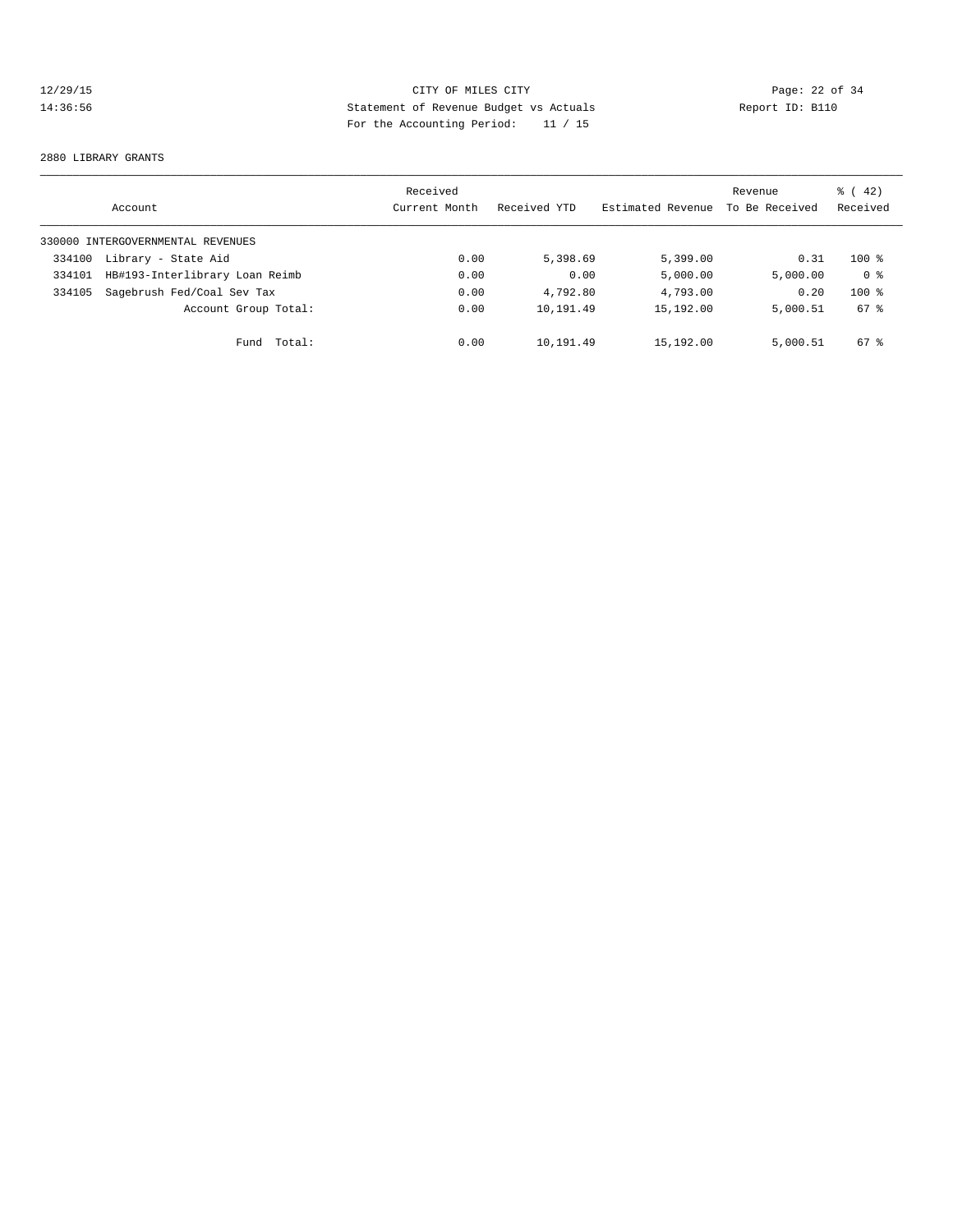12/29/15 CITY OF MILES CITY
14:36:56 Statement of Revenue Budget vs Actuals Report ID: B110
For the Accounting Period: 11 / 15

2880 LIBRARY GRANTS

| Account | Received Current Month | Received YTD | Estimated Revenue | Revenue To Be Received | % ( 42) Received |
|---|---|---|---|---|---|
| 330000 INTERGOVERNMENTAL REVENUES | | | | | |
| 334100 Library - State Aid | 0.00 | 5,398.69 | 5,399.00 | 0.31 | 100 % |
| 334101 HB#193-Interlibrary Loan Reimb | 0.00 | 0.00 | 5,000.00 | 5,000.00 | 0 % |
| 334105 Sagebrush Fed/Coal Sev Tax | 0.00 | 4,792.80 | 4,793.00 | 0.20 | 100 % |
| Account Group Total: | 0.00 | 10,191.49 | 15,192.00 | 5,000.51 | 67 % |
| Fund Total: | 0.00 | 10,191.49 | 15,192.00 | 5,000.51 | 67 % |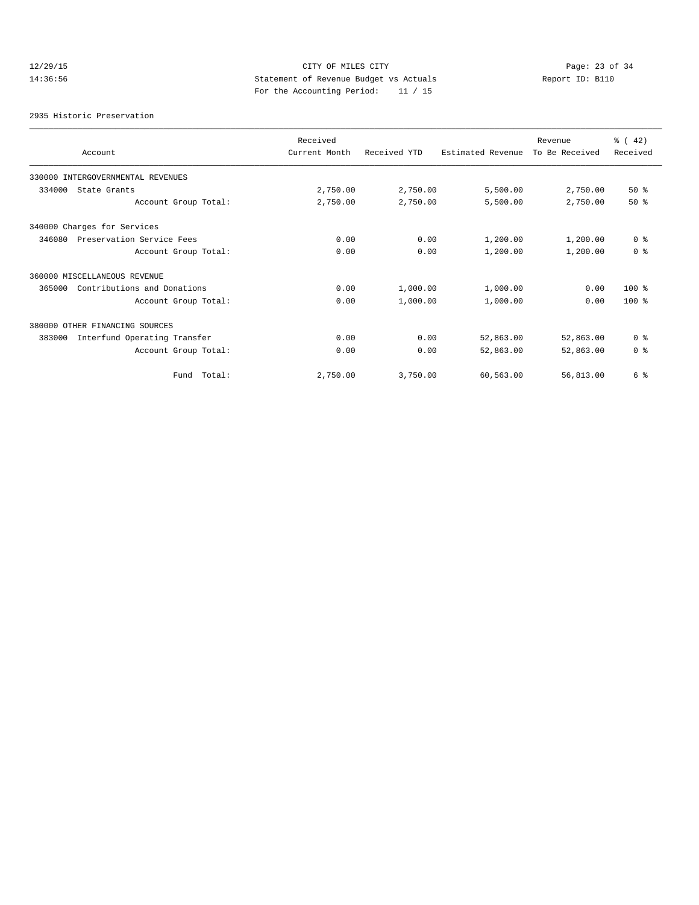CITY OF MILES CITY
Statement of Revenue Budget vs Actuals
For the Accounting Period: 11 / 15

12/29/15
14:36:56

Report ID: B110

2935 Historic Preservation

| Account | Received Current Month | Received YTD | Estimated Revenue | Revenue To Be Received | % ( 42) Received |
|---|---|---|---|---|---|
| 330000 INTERGOVERNMENTAL REVENUES | | | | | |
| 334000 State Grants | 2,750.00 | 2,750.00 | 5,500.00 | 2,750.00 | 50 % |
| Account Group Total: | 2,750.00 | 2,750.00 | 5,500.00 | 2,750.00 | 50 % |
| 340000 Charges for Services | | | | | |
| 346080 Preservation Service Fees | 0.00 | 0.00 | 1,200.00 | 1,200.00 | 0 % |
| Account Group Total: | 0.00 | 0.00 | 1,200.00 | 1,200.00 | 0 % |
| 360000 MISCELLANEOUS REVENUE | | | | | |
| 365000 Contributions and Donations | 0.00 | 1,000.00 | 1,000.00 | 0.00 | 100 % |
| Account Group Total: | 0.00 | 1,000.00 | 1,000.00 | 0.00 | 100 % |
| 380000 OTHER FINANCING SOURCES | | | | | |
| 383000 Interfund Operating Transfer | 0.00 | 0.00 | 52,863.00 | 52,863.00 | 0 % |
| Account Group Total: | 0.00 | 0.00 | 52,863.00 | 52,863.00 | 0 % |
| Fund Total: | 2,750.00 | 3,750.00 | 60,563.00 | 56,813.00 | 6 % |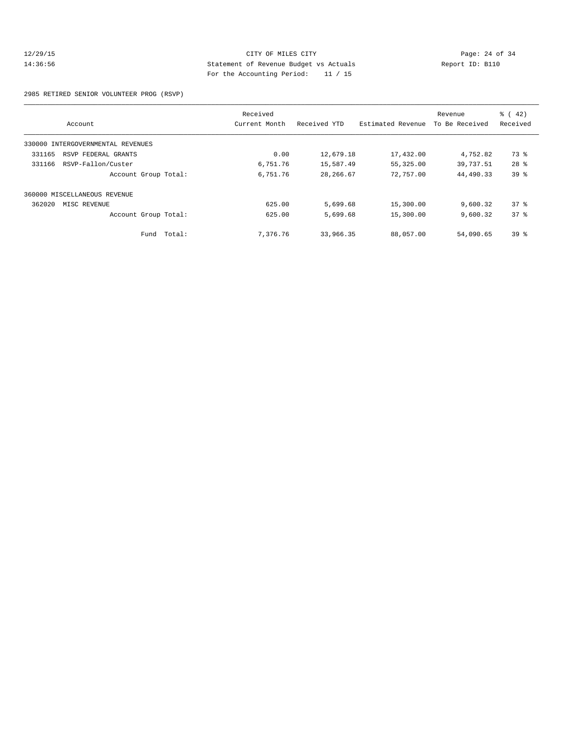CITY OF MILES CITY
Statement of Revenue Budget vs Actuals
For the Accounting Period: 11 / 15

12/29/15
14:36:56

Report ID: B110

2985 RETIRED SENIOR VOLUNTEER PROG (RSVP)

| Account | Received Current Month | Received YTD | Estimated Revenue | Revenue To Be Received | % ( 42) Received |
|---|---|---|---|---|---|
| 330000 INTERGOVERNMENTAL REVENUES | | | | | |
| 331165 RSVP FEDERAL GRANTS | 0.00 | 12,679.18 | 17,432.00 | 4,752.82 | 73 % |
| 331166 RSVP-Fallon/Custer | 6,751.76 | 15,587.49 | 55,325.00 | 39,737.51 | 28 % |
| Account Group Total: | 6,751.76 | 28,266.67 | 72,757.00 | 44,490.33 | 39 % |
| 360000 MISCELLANEOUS REVENUE | | | | | |
| 362020 MISC REVENUE | 625.00 | 5,699.68 | 15,300.00 | 9,600.32 | 37 % |
| Account Group Total: | 625.00 | 5,699.68 | 15,300.00 | 9,600.32 | 37 % |
| Fund Total: | 7,376.76 | 33,966.35 | 88,057.00 | 54,090.65 | 39 % |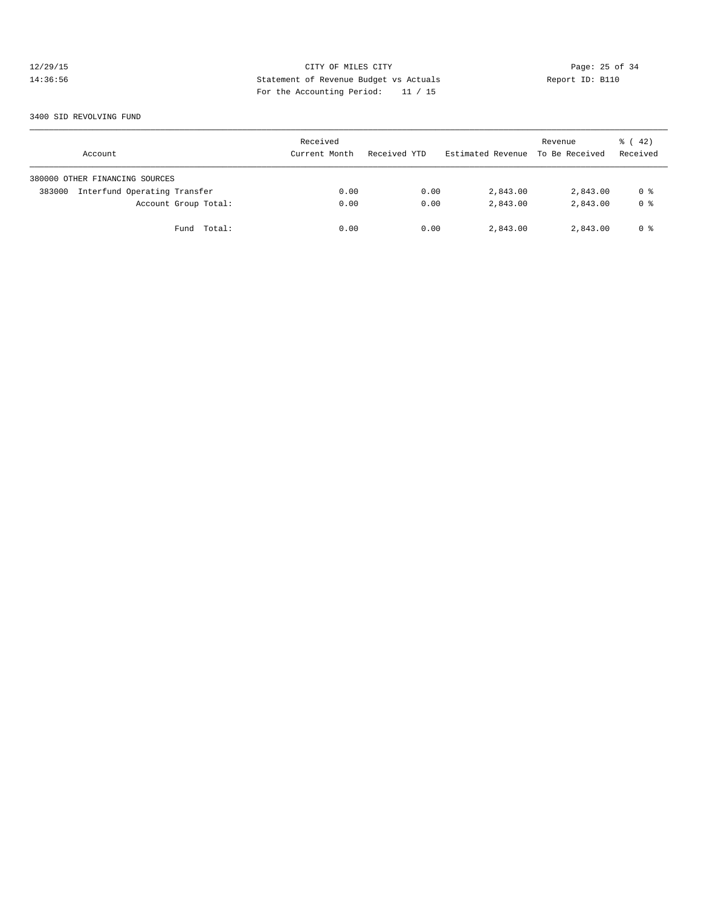CITY OF MILES CITY
Statement of Revenue Budget vs Actuals
For the Accounting Period: 11 / 15

12/29/15
14:36:56

Report ID: B110

3400 SID REVOLVING FUND

| Account | Received Current Month | Received YTD | Estimated Revenue | Revenue To Be Received | % ( 42) Received |
|---|---|---|---|---|---|
| 380000 OTHER FINANCING SOURCES | | | | | |
| 383000 Interfund Operating Transfer | 0.00 | 0.00 | 2,843.00 | 2,843.00 | 0 % |
| Account Group Total: | 0.00 | 0.00 | 2,843.00 | 2,843.00 | 0 % |
| Fund Total: | 0.00 | 0.00 | 2,843.00 | 2,843.00 | 0 % |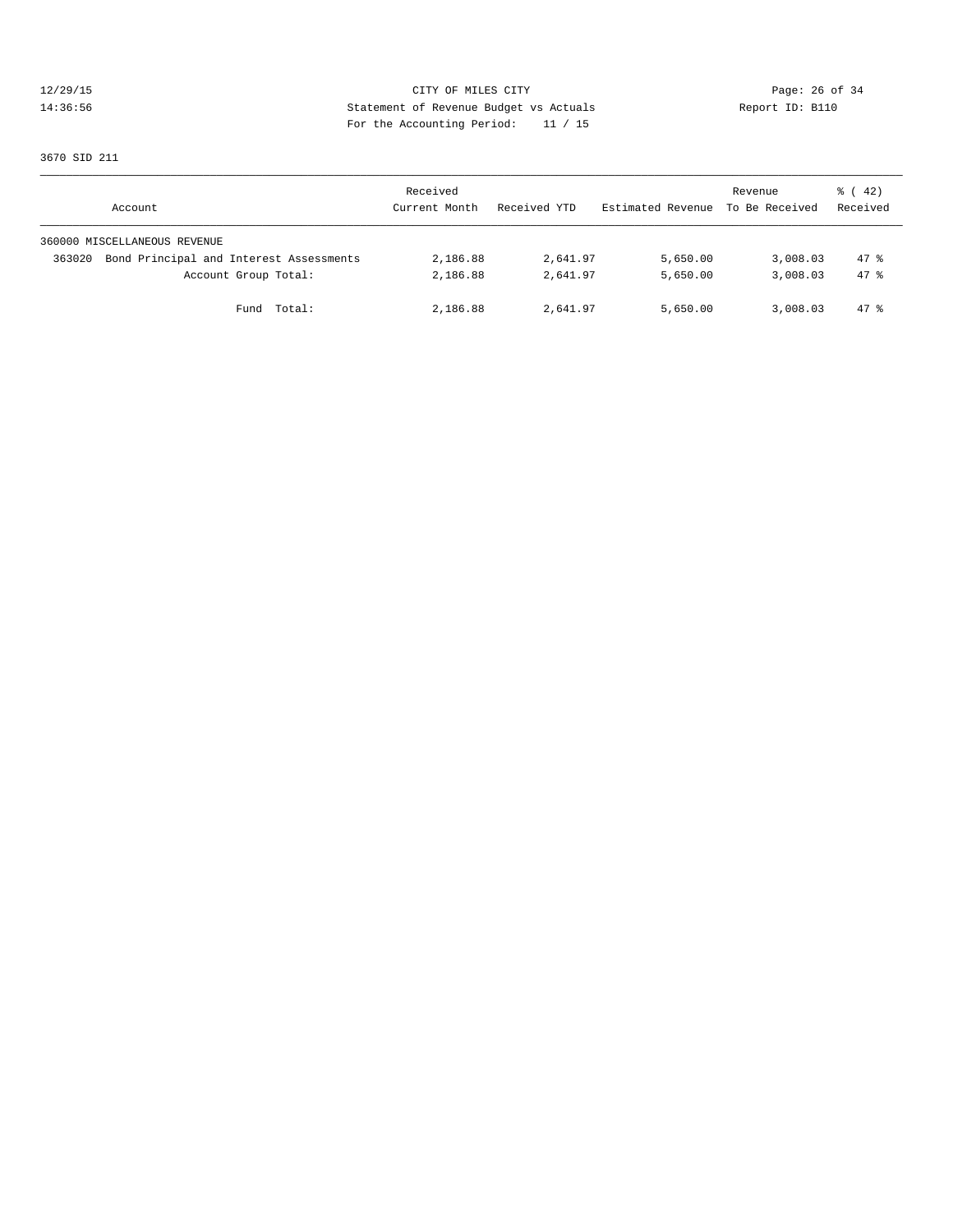CITY OF MILES CITY
Statement of Revenue Budget vs Actuals
For the Accounting Period: 11 / 15

3670 SID 211

| Account | Received Current Month | Received YTD | Estimated Revenue | Revenue To Be Received | % ( 42) Received |
|---|---|---|---|---|---|
| 360000 MISCELLANEOUS REVENUE | | | | | |
| 363020 Bond Principal and Interest Assessments | 2,186.88 | 2,641.97 | 5,650.00 | 3,008.03 | 47 % |
| Account Group Total: | 2,186.88 | 2,641.97 | 5,650.00 | 3,008.03 | 47 % |
| Fund Total: | 2,186.88 | 2,641.97 | 5,650.00 | 3,008.03 | 47 % |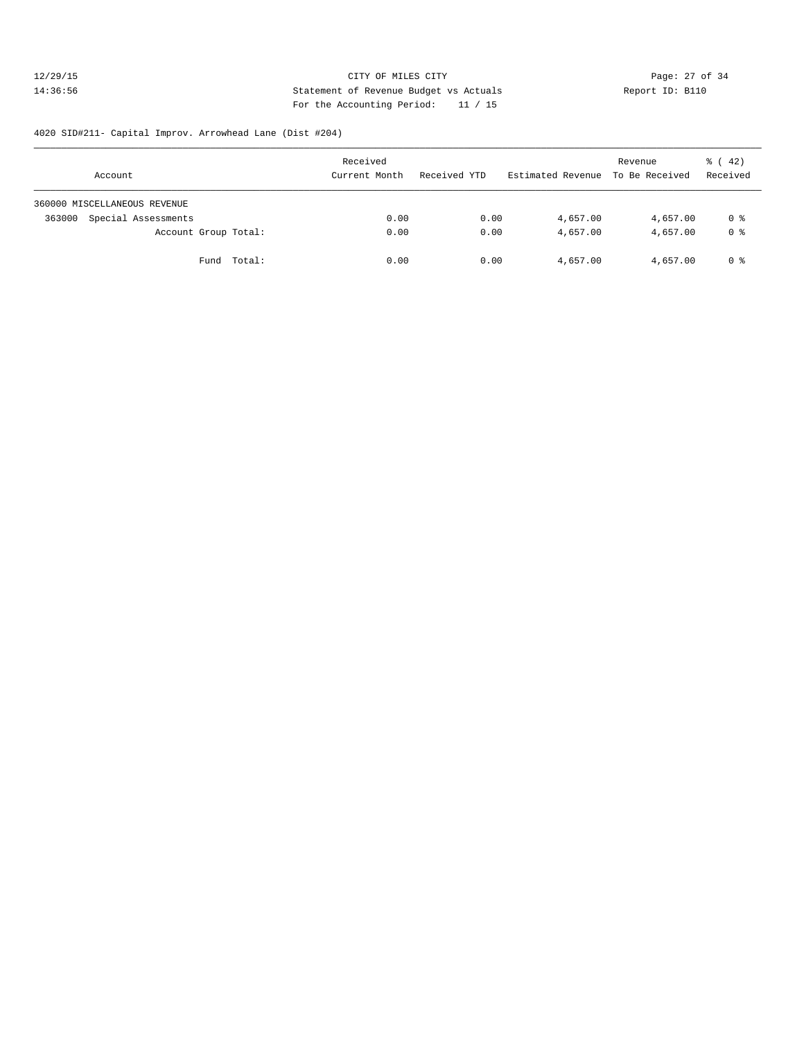CITY OF MILES CITY
Statement of Revenue Budget vs Actuals
For the Accounting Period: 11 / 15

4020 SID#211- Capital Improv. Arrowhead Lane (Dist #204)

| Account | Received Current Month | Received YTD | Estimated Revenue | Revenue To Be Received | % ( 42) Received |
|---|---|---|---|---|---|
| 360000 MISCELLANEOUS REVENUE | | | | | |
| 363000 Special Assessments | 0.00 | 0.00 | 4,657.00 | 4,657.00 | 0 % |
| Account Group Total: | 0.00 | 0.00 | 4,657.00 | 4,657.00 | 0 % |
| Fund Total: | 0.00 | 0.00 | 4,657.00 | 4,657.00 | 0 % |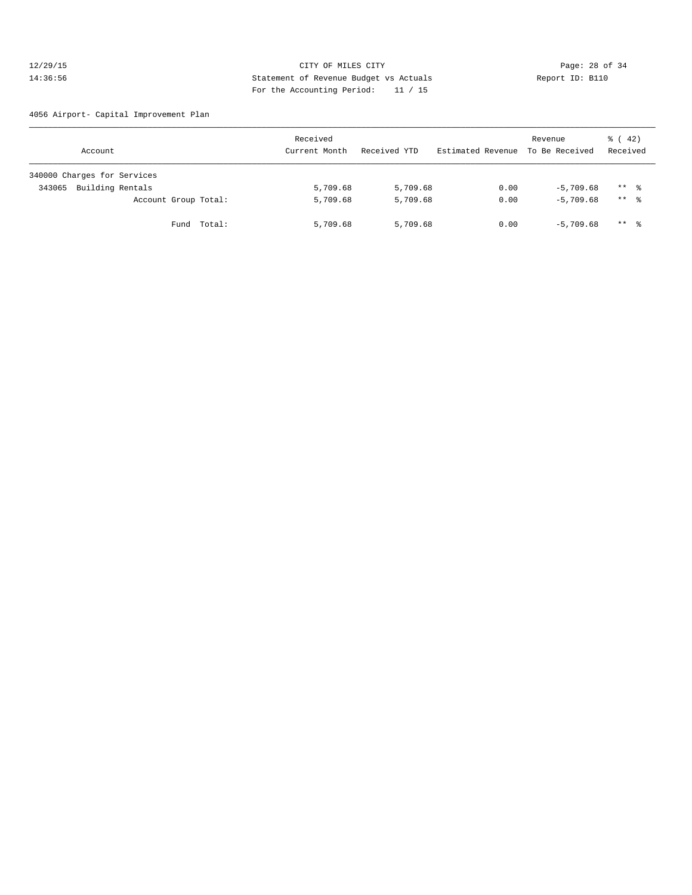CITY OF MILES CITY
Statement of Revenue Budget vs Actuals
For the Accounting Period: 11 / 15

4056 Airport- Capital Improvement Plan

| Account | Received Current Month | Received YTD | Estimated Revenue | Revenue To Be Received | % ( 42) Received |
|---|---|---|---|---|---|
| 340000 Charges for Services | | | | | |
| 343065 Building Rentals | 5,709.68 | 5,709.68 | 0.00 | -5,709.68 | ** % |
| Account Group Total: | 5,709.68 | 5,709.68 | 0.00 | -5,709.68 | ** % |
| Fund Total: | 5,709.68 | 5,709.68 | 0.00 | -5,709.68 | ** % |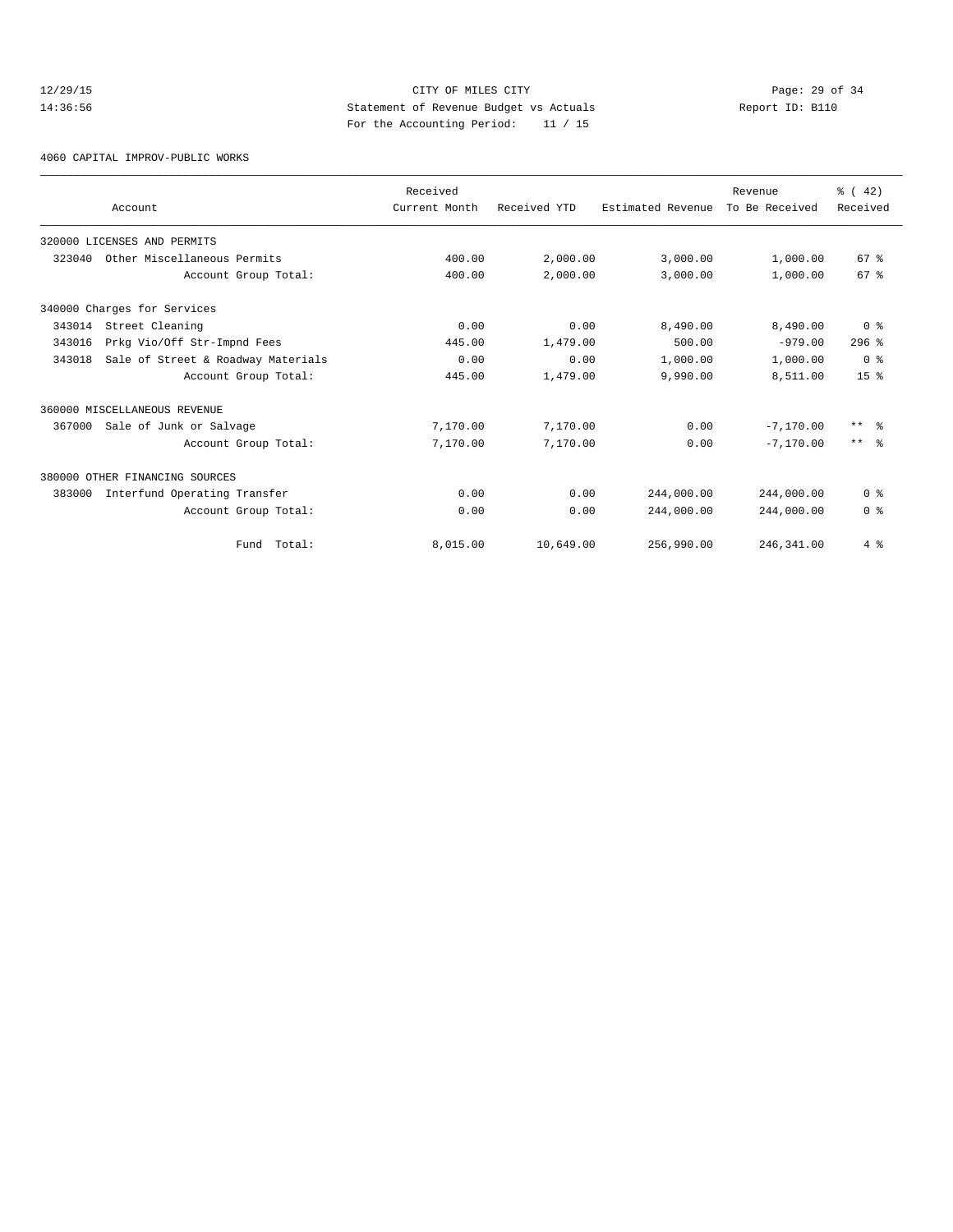CITY OF MILES CITY

Statement of Revenue Budget vs Actuals

For the Accounting Period: 11 / 15

12/29/15 14:36:56 Report ID: B110

4060 CAPITAL IMPROV-PUBLIC WORKS

| Account | Received Current Month | Received YTD | Estimated Revenue | Revenue To Be Received | % ( 42) Received |
|---|---|---|---|---|---|
| 320000 LICENSES AND PERMITS | | | | | |
| 323040 Other Miscellaneous Permits | 400.00 | 2,000.00 | 3,000.00 | 1,000.00 | 67 % |
| Account Group Total: | 400.00 | 2,000.00 | 3,000.00 | 1,000.00 | 67 % |
| 340000 Charges for Services | | | | | |
| 343014 Street Cleaning | 0.00 | 0.00 | 8,490.00 | 8,490.00 | 0 % |
| 343016 Prkg Vio/Off Str-Impnd Fees | 445.00 | 1,479.00 | 500.00 | -979.00 | 296 % |
| 343018 Sale of Street & Roadway Materials | 0.00 | 0.00 | 1,000.00 | 1,000.00 | 0 % |
| Account Group Total: | 445.00 | 1,479.00 | 9,990.00 | 8,511.00 | 15 % |
| 360000 MISCELLANEOUS REVENUE | | | | | |
| 367000 Sale of Junk or Salvage | 7,170.00 | 7,170.00 | 0.00 | -7,170.00 | ** % |
| Account Group Total: | 7,170.00 | 7,170.00 | 0.00 | -7,170.00 | ** % |
| 380000 OTHER FINANCING SOURCES | | | | | |
| 383000 Interfund Operating Transfer | 0.00 | 0.00 | 244,000.00 | 244,000.00 | 0 % |
| Account Group Total: | 0.00 | 0.00 | 244,000.00 | 244,000.00 | 0 % |
| Fund Total: | 8,015.00 | 10,649.00 | 256,990.00 | 246,341.00 | 4 % |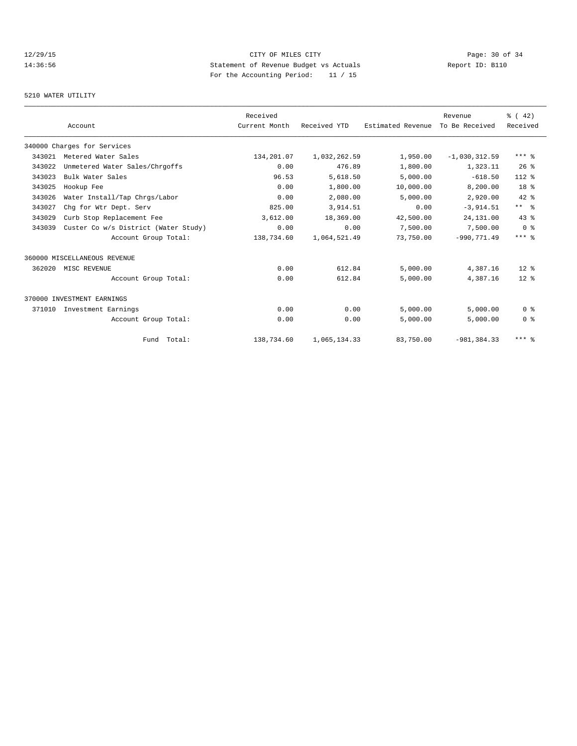CITY OF MILES CITY
Statement of Revenue Budget vs Actuals
For the Accounting Period: 11 / 15

12/29/15
14:36:56

Report ID: B110

5210 WATER UTILITY

| Account | | Received Current Month | Received YTD | Estimated Revenue | Revenue To Be Received | % ( 42) Received |
|---|---|---|---|---|---|---|
| 340000 Charges for Services | | | | | | |
| 343021 | Metered Water Sales | 134,201.07 | 1,032,262.59 | 1,950.00 | -1,030,312.59 | *** % |
| 343022 | Unmetered Water Sales/Chrgoffs | 0.00 | 476.89 | 1,800.00 | 1,323.11 | 26 % |
| 343023 | Bulk Water Sales | 96.53 | 5,618.50 | 5,000.00 | -618.50 | 112 % |
| 343025 | Hookup Fee | 0.00 | 1,800.00 | 10,000.00 | 8,200.00 | 18 % |
| 343026 | Water Install/Tap Chrgs/Labor | 0.00 | 2,080.00 | 5,000.00 | 2,920.00 | 42 % |
| 343027 | Chg for Wtr Dept. Serv | 825.00 | 3,914.51 | 0.00 | -3,914.51 | ** % |
| 343029 | Curb Stop Replacement Fee | 3,612.00 | 18,369.00 | 42,500.00 | 24,131.00 | 43 % |
| 343039 | Custer Co w/s District (Water Study) | 0.00 | 0.00 | 7,500.00 | 7,500.00 | 0 % |
| | Account Group Total: | 138,734.60 | 1,064,521.49 | 73,750.00 | -990,771.49 | *** % |
| 360000 MISCELLANEOUS REVENUE | | | | | | |
| 362020 | MISC REVENUE | 0.00 | 612.84 | 5,000.00 | 4,387.16 | 12 % |
| | Account Group Total: | 0.00 | 612.84 | 5,000.00 | 4,387.16 | 12 % |
| 370000 INVESTMENT EARNINGS | | | | | | |
| 371010 | Investment Earnings | 0.00 | 0.00 | 5,000.00 | 5,000.00 | 0 % |
| | Account Group Total: | 0.00 | 0.00 | 5,000.00 | 5,000.00 | 0 % |
| | Fund Total: | 138,734.60 | 1,065,134.33 | 83,750.00 | -981,384.33 | *** % |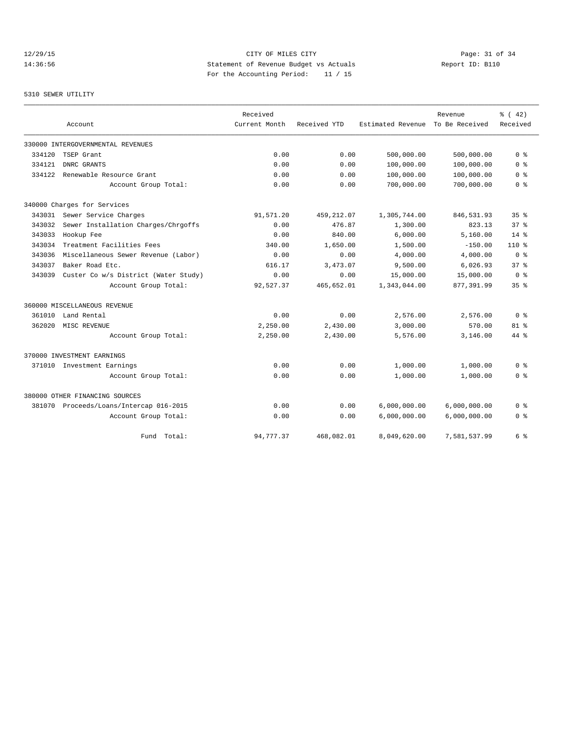CITY OF MILES CITY

Statement of Revenue Budget vs Actuals

For the Accounting Period: 11 / 15

12/29/15 14:36:56 — Report ID: B110

5310 SEWER UTILITY

| Account | | Received Current Month | Received YTD | Estimated Revenue | Revenue To Be Received | % ( 42) Received |
|---|---|---|---|---|---|---|
| 330000 INTERGOVERNMENTAL REVENUES | | | | | | |
| 334120 | TSEP Grant | 0.00 | 0.00 | 500,000.00 | 500,000.00 | 0 % |
| 334121 | DNRC GRANTS | 0.00 | 0.00 | 100,000.00 | 100,000.00 | 0 % |
| 334122 | Renewable Resource Grant | 0.00 | 0.00 | 100,000.00 | 100,000.00 | 0 % |
| | Account Group Total: | 0.00 | 0.00 | 700,000.00 | 700,000.00 | 0 % |
| 340000 Charges for Services | | | | | | |
| 343031 | Sewer Service Charges | 91,571.20 | 459,212.07 | 1,305,744.00 | 846,531.93 | 35 % |
| 343032 | Sewer Installation Charges/Chrgoffs | 0.00 | 476.87 | 1,300.00 | 823.13 | 37 % |
| 343033 | Hookup Fee | 0.00 | 840.00 | 6,000.00 | 5,160.00 | 14 % |
| 343034 | Treatment Facilities Fees | 340.00 | 1,650.00 | 1,500.00 | -150.00 | 110 % |
| 343036 | Miscellaneous Sewer Revenue (Labor) | 0.00 | 0.00 | 4,000.00 | 4,000.00 | 0 % |
| 343037 | Baker Road Etc. | 616.17 | 3,473.07 | 9,500.00 | 6,026.93 | 37 % |
| 343039 | Custer Co w/s District (Water Study) | 0.00 | 0.00 | 15,000.00 | 15,000.00 | 0 % |
| | Account Group Total: | 92,527.37 | 465,652.01 | 1,343,044.00 | 877,391.99 | 35 % |
| 360000 MISCELLANEOUS REVENUE | | | | | | |
| 361010 | Land Rental | 0.00 | 0.00 | 2,576.00 | 2,576.00 | 0 % |
| 362020 | MISC REVENUE | 2,250.00 | 2,430.00 | 3,000.00 | 570.00 | 81 % |
| | Account Group Total: | 2,250.00 | 2,430.00 | 5,576.00 | 3,146.00 | 44 % |
| 370000 INVESTMENT EARNINGS | | | | | | |
| 371010 | Investment Earnings | 0.00 | 0.00 | 1,000.00 | 1,000.00 | 0 % |
| | Account Group Total: | 0.00 | 0.00 | 1,000.00 | 1,000.00 | 0 % |
| 380000 OTHER FINANCING SOURCES | | | | | | |
| 381070 | Proceeds/Loans/Intercap 016-2015 | 0.00 | 0.00 | 6,000,000.00 | 6,000,000.00 | 0 % |
| | Account Group Total: | 0.00 | 0.00 | 6,000,000.00 | 6,000,000.00 | 0 % |
| | Fund Total: | 94,777.37 | 468,082.01 | 8,049,620.00 | 7,581,537.99 | 6 % |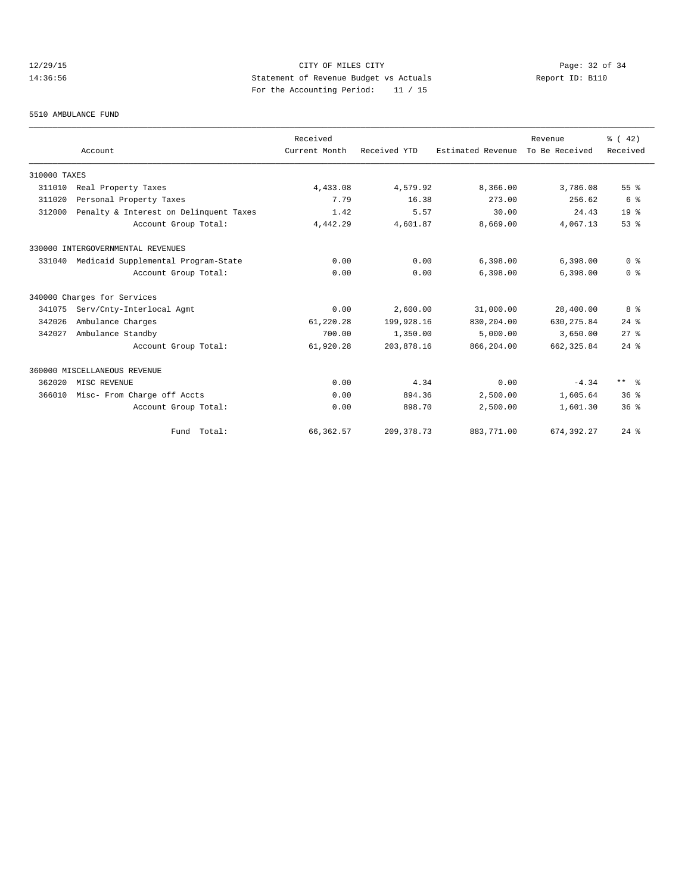CITY OF MILES CITY
Statement of Revenue Budget vs Actuals
For the Accounting Period: 11 / 15

12/29/15
14:36:56

Report ID: B110

5510 AMBULANCE FUND

| Account | | Received Current Month | Received YTD | Estimated Revenue | Revenue To Be Received | % ( 42) Received |
|---|---|---|---|---|---|---|
| 310000 TAXES | | | | | | |
| 311010 | Real Property Taxes | 4,433.08 | 4,579.92 | 8,366.00 | 3,786.08 | 55 % |
| 311020 | Personal Property Taxes | 7.79 | 16.38 | 273.00 | 256.62 | 6 % |
| 312000 | Penalty & Interest on Delinquent Taxes | 1.42 | 5.57 | 30.00 | 24.43 | 19 % |
| | Account Group Total: | 4,442.29 | 4,601.87 | 8,669.00 | 4,067.13 | 53 % |
| 330000 INTERGOVERNMENTAL REVENUES | | | | | | |
| 331040 | Medicaid Supplemental Program-State | 0.00 | 0.00 | 6,398.00 | 6,398.00 | 0 % |
| | Account Group Total: | 0.00 | 0.00 | 6,398.00 | 6,398.00 | 0 % |
| 340000 Charges for Services | | | | | | |
| 341075 | Serv/Cnty-Interlocal Agmt | 0.00 | 2,600.00 | 31,000.00 | 28,400.00 | 8 % |
| 342026 | Ambulance Charges | 61,220.28 | 199,928.16 | 830,204.00 | 630,275.84 | 24 % |
| 342027 | Ambulance Standby | 700.00 | 1,350.00 | 5,000.00 | 3,650.00 | 27 % |
| | Account Group Total: | 61,920.28 | 203,878.16 | 866,204.00 | 662,325.84 | 24 % |
| 360000 MISCELLANEOUS REVENUE | | | | | | |
| 362020 | MISC REVENUE | 0.00 | 4.34 | 0.00 | -4.34 | ** % |
| 366010 | Misc- From Charge off Accts | 0.00 | 894.36 | 2,500.00 | 1,605.64 | 36 % |
| | Account Group Total: | 0.00 | 898.70 | 2,500.00 | 1,601.30 | 36 % |
| | Fund Total: | 66,362.57 | 209,378.73 | 883,771.00 | 674,392.27 | 24 % |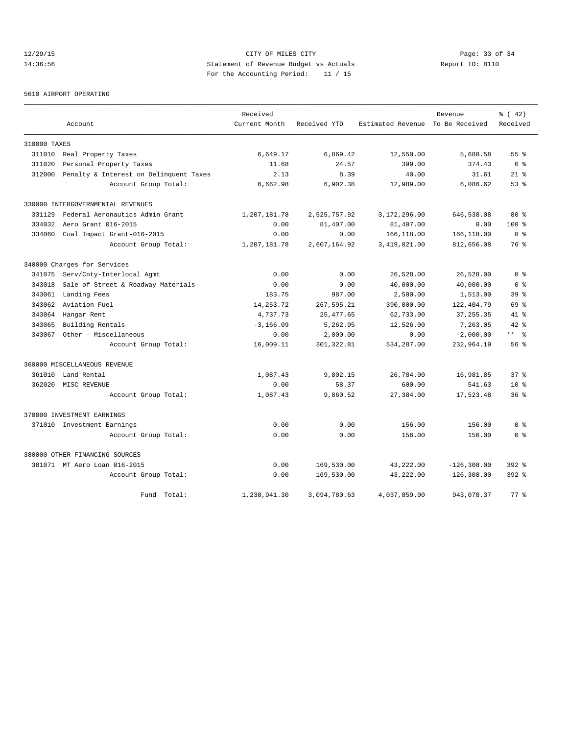CITY OF MILES CITY
Statement of Revenue Budget vs Actuals
For the Accounting Period: 11 / 15

12/29/15
14:36:56

Report ID: B110

5610 AIRPORT OPERATING

| Account | Received Current Month | Received YTD | Estimated Revenue | Revenue To Be Received | % ( 42) Received |
|---|---|---|---|---|---|
| 310000 TAXES | | | | | |
| 311010 Real Property Taxes | 6,649.17 | 6,869.42 | 12,550.00 | 5,680.58 | 55 % |
| 311020 Personal Property Taxes | 11.68 | 24.57 | 399.00 | 374.43 | 6 % |
| 312000 Penalty & Interest on Delinquent Taxes | 2.13 | 8.39 | 40.00 | 31.61 | 21 % |
| Account Group Total: | 6,662.98 | 6,902.38 | 12,989.00 | 6,086.62 | 53 % |
| 330000 INTERGOVERNMENTAL REVENUES | | | | | |
| 331129 Federal Aeronautics Admin Grant | 1,207,181.78 | 2,525,757.92 | 3,172,296.00 | 646,538.08 | 80 % |
| 334032 Aero Grant 016-2015 | 0.00 | 81,407.00 | 81,407.00 | 0.00 | 100 % |
| 334060 Coal Impact Grant-016-2015 | 0.00 | 0.00 | 166,118.00 | 166,118.00 | 0 % |
| Account Group Total: | 1,207,181.78 | 2,607,164.92 | 3,419,821.00 | 812,656.08 | 76 % |
| 340000 Charges for Services | | | | | |
| 341075 Serv/Cnty-Interlocal Agmt | 0.00 | 0.00 | 26,528.00 | 26,528.00 | 0 % |
| 343018 Sale of Street & Roadway Materials | 0.00 | 0.00 | 40,000.00 | 40,000.00 | 0 % |
| 343061 Landing Fees | 183.75 | 987.00 | 2,500.00 | 1,513.00 | 39 % |
| 343062 Aviation Fuel | 14,253.72 | 267,595.21 | 390,000.00 | 122,404.79 | 69 % |
| 343064 Hangar Rent | 4,737.73 | 25,477.65 | 62,733.00 | 37,255.35 | 41 % |
| 343065 Building Rentals | -3,166.09 | 5,262.95 | 12,526.00 | 7,263.05 | 42 % |
| 343067 Other - Miscellaneous | 0.00 | 2,000.00 | 0.00 | -2,000.00 | ** % |
| Account Group Total: | 16,009.11 | 301,322.81 | 534,287.00 | 232,964.19 | 56 % |
| 360000 MISCELLANEOUS REVENUE | | | | | |
| 361010 Land Rental | 1,087.43 | 9,802.15 | 26,784.00 | 16,981.85 | 37 % |
| 362020 MISC REVENUE | 0.00 | 58.37 | 600.00 | 541.63 | 10 % |
| Account Group Total: | 1,087.43 | 9,860.52 | 27,384.00 | 17,523.48 | 36 % |
| 370000 INVESTMENT EARNINGS | | | | | |
| 371010 Investment Earnings | 0.00 | 0.00 | 156.00 | 156.00 | 0 % |
| Account Group Total: | 0.00 | 0.00 | 156.00 | 156.00 | 0 % |
| 380000 OTHER FINANCING SOURCES | | | | | |
| 381071 MT Aero Loan 016-2015 | 0.00 | 169,530.00 | 43,222.00 | -126,308.00 | 392 % |
| Account Group Total: | 0.00 | 169,530.00 | 43,222.00 | -126,308.00 | 392 % |
| Fund Total: | 1,230,941.30 | 3,094,780.63 | 4,037,859.00 | 943,078.37 | 77 % |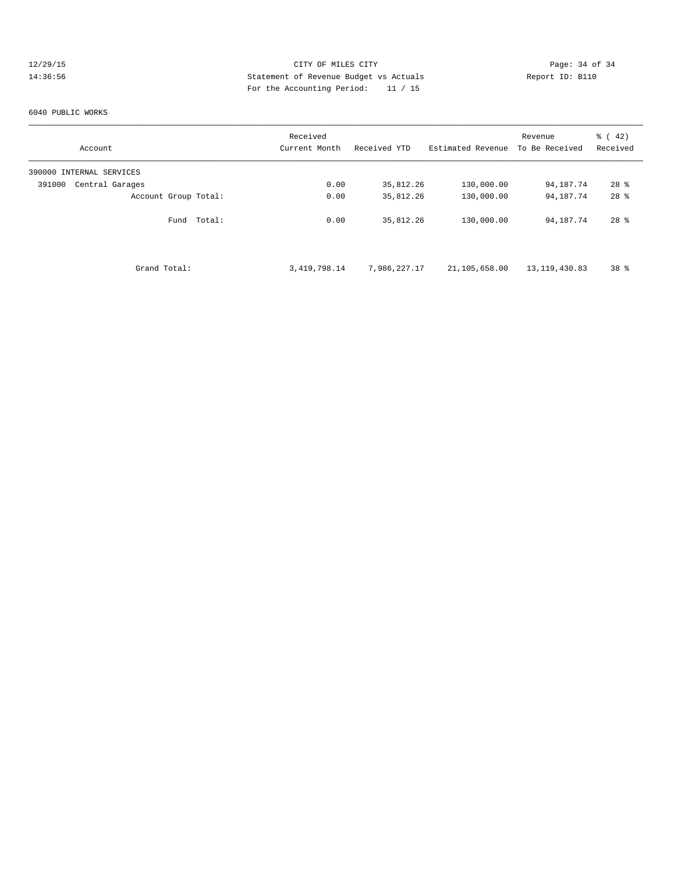12/29/15 CITY OF MILES CITY
14:36:56 Statement of Revenue Budget vs Actuals Report ID: B110
For the Accounting Period: 11 / 15

6040 PUBLIC WORKS

| Account | Received Current Month | Received YTD | Estimated Revenue | Revenue To Be Received | % ( 42) Received |
|---|---|---|---|---|---|
| 390000 INTERNAL SERVICES | | | | | |
| 391000 Central Garages | 0.00 | 35,812.26 | 130,000.00 | 94,187.74 | 28 % |
| Account Group Total: | 0.00 | 35,812.26 | 130,000.00 | 94,187.74 | 28 % |
| Fund Total: | 0.00 | 35,812.26 | 130,000.00 | 94,187.74 | 28 % |
| Grand Total: | 3,419,798.14 | 7,986,227.17 | 21,105,658.00 | 13,119,430.83 | 38 % |